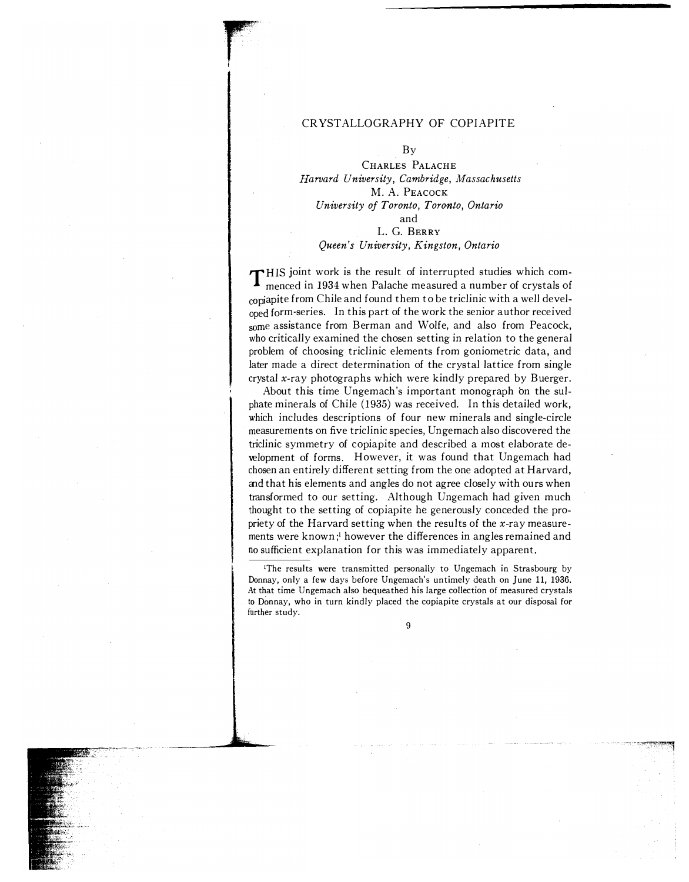# CRYSTALLOGRAPHY OF COPIAPITE

By

CHARLES PALACHE
*Harvard University, Cambridge, Massachusetts*

M. A. PEACOCK
*University of Toronto, Toronto, Ontario*

and

L. G. BERRY
*Queen's University, Kingston, Ontario*

THIS joint work is the result of interrupted studies which commenced in 1934 when Palache measured a number of crystals of copiapite from Chile and found them to be triclinic with a well developed form-series. In this part of the work the senior author received some assistance from Berman and Wolfe, and also from Peacock, who critically examined the chosen setting in relation to the general problem of choosing triclinic elements from goniometric data, and later made a direct determination of the crystal lattice from single crystal *x*-ray photographs which were kindly prepared by Buerger.

About this time Ungemach's important monograph on the sulphate minerals of Chile (1935) was received. In this detailed work, which includes descriptions of four new minerals and single-circle measurements on five triclinic species, Ungemach also discovered the triclinic symmetry of copiapite and described a most elaborate development of forms. However, it was found that Ungemach had chosen an entirely different setting from the one adopted at Harvard, and that his elements and angles do not agree closely with ours when transformed to our setting. Although Ungemach had given much thought to the setting of copiapite he generously conceded the propriety of the Harvard setting when the results of the *x*-ray measurements were known;[1] however the differences in angles remained and no sufficient explanation for this was immediately apparent.

[1]The results were transmitted personally to Ungemach in Strasbourg by Donnay, only a few days before Ungemach's untimely death on June 11, 1936. At that time Ungemach also bequeathed his large collection of measured crystals to Donnay, who in turn kindly placed the copiapite crystals at our disposal for further study.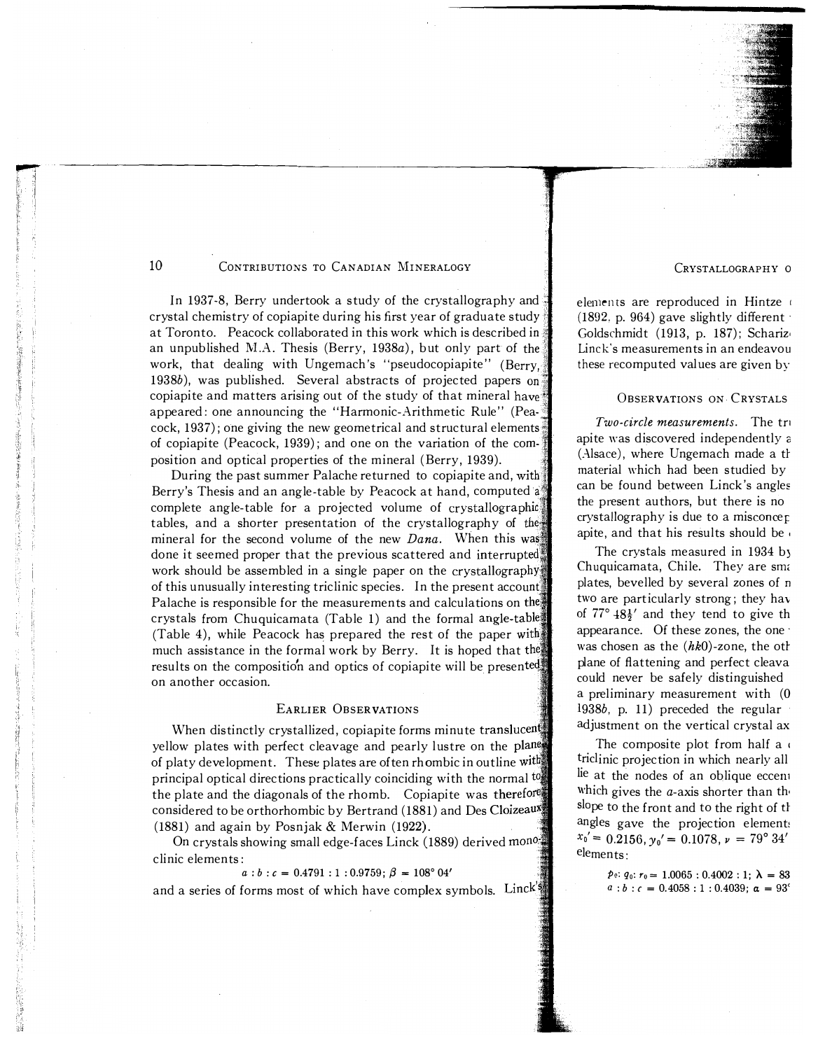In 1937-8, Berry undertook a study of the crystallography and crystal chemistry of copiapite during his first year of graduate study at Toronto. Peacock collaborated in this work which is described in an unpublished M.A. Thesis (Berry, 1938*a*), but only part of the work, that dealing with Ungemach's "pseudocopiapite" (Berry, 1938*b*), was published. Several abstracts of projected papers on copiapite and matters arising out of the study of that mineral have appeared: one announcing the "Harmonic-Arithmetic Rule" (Peacock, 1937); one giving the new geometrical and structural elements of copiapite (Peacock, 1939); and one on the variation of the composition and optical properties of the mineral (Berry, 1939).

During the past summer Palache returned to copiapite and, with Berry's Thesis and an angle-table by Peacock at hand, computed a complete angle-table for a projected volume of crystallographic tables, and a shorter presentation of the crystallography of the mineral for the second volume of the new *Dana*. When this was done it seemed proper that the previous scattered and interrupted work should be assembled in a single paper on the crystallography of this unusually interesting triclinic species. In the present account Palache is responsible for the measurements and calculations on the crystals from Chuquicamata (Table 1) and the formal angle-table (Table 4), while Peacock has prepared the rest of the paper with much assistance in the formal work by Berry. It is hoped that the results on the composition and optics of copiapite will be presented on another occasion.

## Earlier Observations

When distinctly crystallized, copiapite forms minute translucent yellow plates with perfect cleavage and pearly lustre on the plane of platy development. These plates are often rhombic in outline with principal optical directions practically coinciding with the normal to the plate and the diagonals of the rhomb. Copiapite was therefore considered to be orthorhombic by Bertrand (1881) and Des Cloizeaux (1881) and again by Posnjak & Merwin (1922).

On crystals showing small edge-faces Linck (1889) derived monoclinic elements:

$$a : b : c = 0.4791 : 1 : 0.9759;\ \beta = 108^\circ\ 04'$$

and a series of forms most of which have complex symbols. Linck's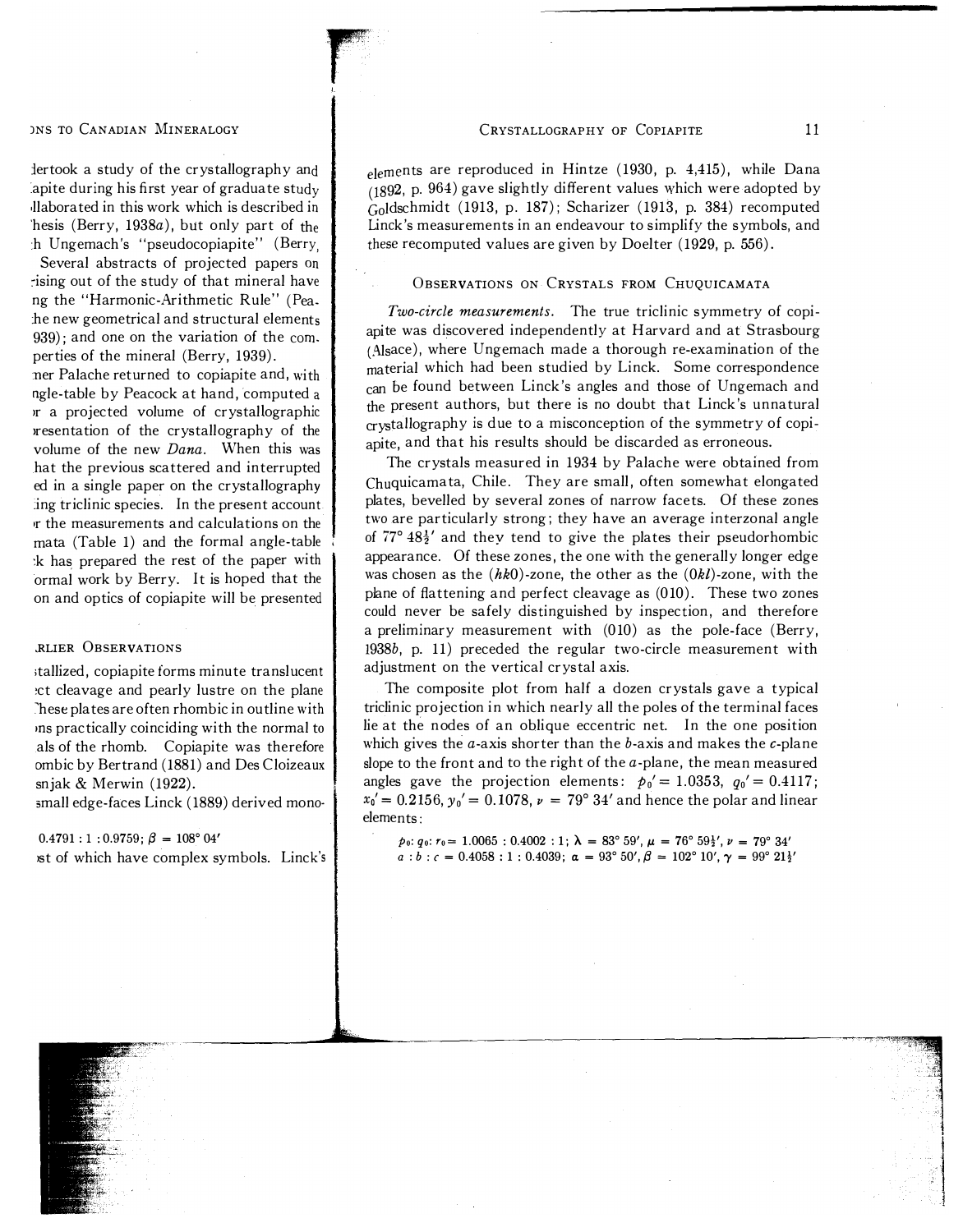elements are reproduced in Hintze (1930, p. 4,415), while Dana (1892, p. 964) gave slightly different values which were adopted by Goldschmidt (1913, p. 187); Scharizer (1913, p. 384) recomputed Linck's measurements in an endeavour to simplify the symbols, and these recomputed values are given by Doelter (1929, p. 556).

## Observations on Crystals from Chuquicamata

*Two-circle measurements.* The true triclinic symmetry of copiapite was discovered independently at Harvard and at Strasbourg (Alsace), where Ungemach made a thorough re-examination of the material which had been studied by Linck. Some correspondence can be found between Linck's angles and those of Ungemach and the present authors, but there is no doubt that Linck's unnatural crystallography is due to a misconception of the symmetry of copiapite, and that his results should be discarded as erroneous.

The crystals measured in 1934 by Palache were obtained from Chuquicamata, Chile. They are small, often somewhat elongated plates, bevelled by several zones of narrow facets. Of these zones two are particularly strong; they have an average interzonal angle of 77° 48½′ and they tend to give the plates their pseudorhombic appearance. Of these zones, the one with the generally longer edge was chosen as the $(hk0)$-zone, the other as the $(0kl)$-zone, with the plane of flattening and perfect cleavage as (010). These two zones could never be safely distinguished by inspection, and therefore a preliminary measurement with (010) as the pole-face (Berry, 1938*b*, p. 11) preceded the regular two-circle measurement with adjustment on the vertical crystal axis.

The composite plot from half a dozen crystals gave a typical triclinic projection in which nearly all the poles of the terminal faces lie at the nodes of an oblique eccentric net. In the one position which gives the $a$-axis shorter than the $b$-axis and makes the $c$-plane slope to the front and to the right of the $a$-plane, the mean measured angles gave the projection elements: $p_0' = 1.0353$, $q_0' = 0.4117$; $x_0' = 0.2156$, $y_0' = 0.1078$, $\nu = 79° 34'$ and hence the polar and linear elements:

$$p_0 : q_0 : r_0 = 1.0065 : 0.4002 : 1;\ \lambda = 83° 59',\ \mu = 76° 59\tfrac{1}{2}',\ \nu = 79° 34'$$
$$a : b : c = 0.4058 : 1 : 0.4039;\ \alpha = 93° 50',\ \beta = 102° 10',\ \gamma = 99° 21\tfrac{1}{2}'$$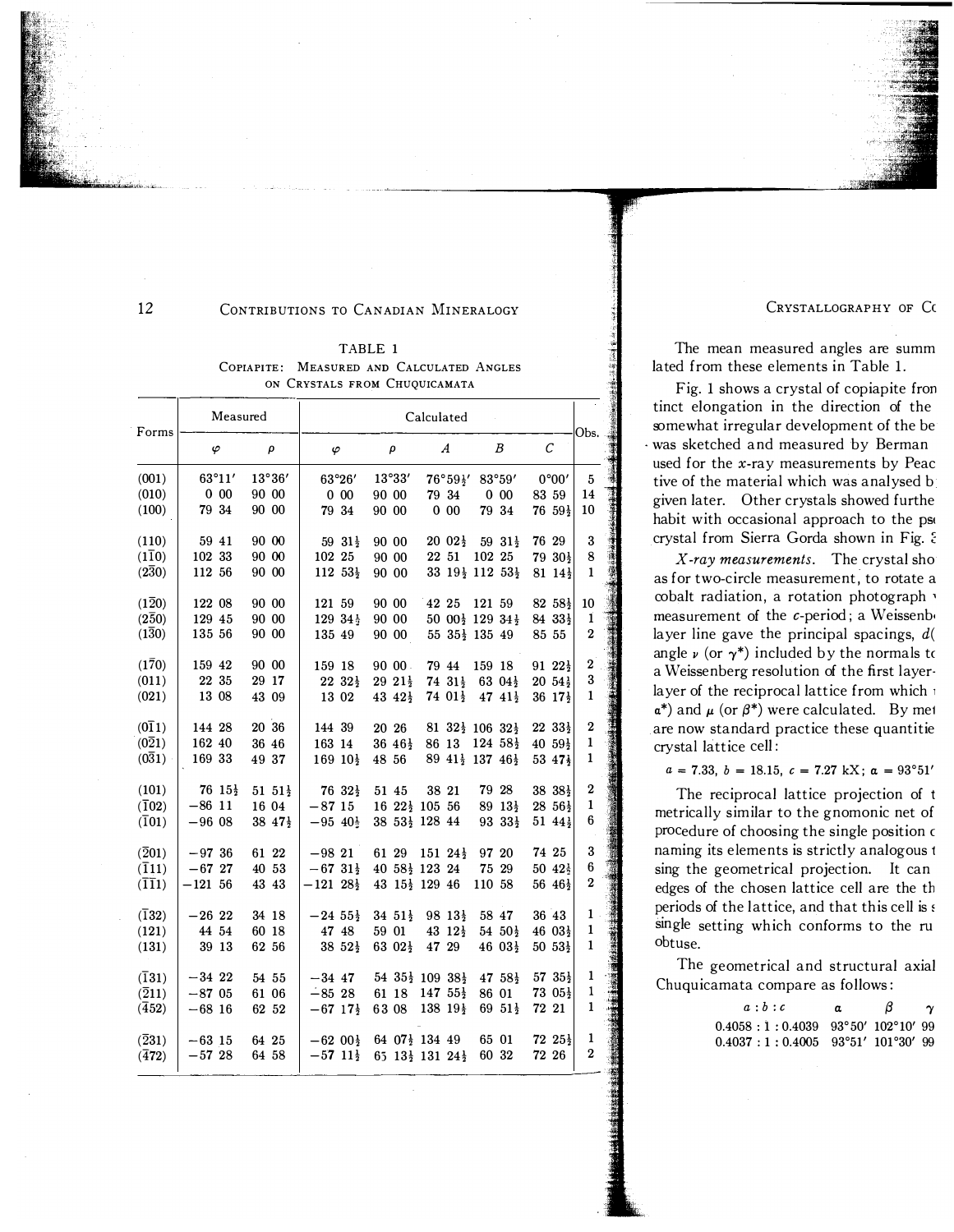TABLE 1
COPIAPITE: MEASURED AND CALCULATED ANGLES ON CRYSTALS FROM CHUQUICAMATA

| Forms | Measured | | Calculated | | | | | Obs. |
|---|---|---|---|---|---|---|---|---|
| | φ | ρ | φ | ρ | A | B | C | |
| (001) | 63°11′ | 13°36′ | 63°26′ | 13°33′ | 76°59½′ | 83°59′ | 0°00′ | 5 |
| (010) | 0 00 | 90 00 | 0 00 | 90 00 | 79 34 | 0 00 | 83 59 | 14 |
| (100) | 79 34 | 90 00 | 79 34 | 90 00 | 0 00 | 79 34 | 76 59½ | 10 |
| (110) | 59 41 | 90 00 | 59 31½ | 90 00 | 20 02½ | 59 31½ | 76 29 | 3 |
| (1$\bar{1}$0) | 102 33 | 90 00 | 102 25 | 90 00 | 22 51 | 102 25 | 79 30½ | 8 |
| (2$\bar{3}$0) | 112 56 | 90 00 | 112 53½ | 90 00 | 33 19½ | 112 53½ | 81 14½ | 1 |
| (1$\bar{2}$0) | 122 08 | 90 00 | 121 59 | 90 00 | 42 25 | 121 59 | 82 58½ | 10 |
| (2$\bar{5}$0) | 129 45 | 90 00 | 129 34½ | 90 00 | 50 00½ | 129 34½ | 84 33½ | 1 |
| (1$\bar{3}$0) | 135 56 | 90 00 | 135 49 | 90 00 | 55 35½ | 135 49 | 85 55 | 2 |
| (1$\bar{7}$0) | 159 42 | 90 00 | 159 18 | 90 00 | 79 44 | 159 18 | 91 22½ | 2 |
| (011) | 22 35 | 29 17 | 22 32½ | 29 21½ | 74 31½ | 63 04½ | 20 54½ | 3 |
| (021) | 13 08 | 43 09 | 13 02 | 43 42½ | 74 01½ | 47 41½ | 36 17½ | 1 |
| (0$\bar{1}$1) | 144 28 | 20 36 | 144 39 | 20 26 | 81 32½ | 106 32½ | 22 33½ | 2 |
| (0$\bar{2}$1) | 162 40 | 36 46 | 163 14 | 36 46½ | 86 13 | 124 58½ | 40 59½ | 1 |
| (0$\bar{3}$1) | 169 33 | 49 37 | 169 10½ | 48 56 | 89 41½ | 137 46½ | 53 47½ | 1 |
| (101) | 76 15½ | 51 51½ | 76 32½ | 51 45 | 38 21 | 79 28 | 38 38½ | 2 |
| ($\bar{1}$02) | −86 11 | 16 04 | −87 15 | 16 22½ | 105 56 | 89 13½ | 28 56½ | 1 |
| ($\bar{1}$01) | −96 08 | 38 47½ | −95 40½ | 38 53½ | 128 44 | 93 33½ | 51 44½ | 6 |
| ($\bar{2}$01) | −97 36 | 61 22 | −98 21 | 61 29 | 151 24½ | 97 20 | 74 25 | 3 |
| ($\bar{1}$11) | −67 27 | 40 53 | −67 31½ | 40 58½ | 123 24 | 75 29 | 50 42½ | 6 |
| ($\bar{1}\bar{1}$1) | −121 56 | 43 43 | −121 28½ | 43 15½ | 129 46 | 110 58 | 56 46½ | 2 |
| ($\bar{1}$32) | −26 22 | 34 18 | −24 55½ | 34 51½ | 98 13½ | 58 47 | 36 43 | 1 |
| (121) | 44 54 | 60 18 | 47 48 | 59 01 | 43 12½ | 54 50½ | 46 03½ | 1 |
| (131) | 39 13 | 62 56 | 38 52½ | 63 02½ | 47 29 | 46 03½ | 50 53½ | 1 |
| ($\bar{1}$31) | −34 22 | 54 55 | −34 47 | 54 35½ | 109 38½ | 47 58½ | 57 35½ | 1 |
| ($\bar{2}$11) | −87 05 | 61 06 | −85 28 | 61 18 | 147 55½ | 86 01 | 73 05½ | 1 |
| ($\bar{4}$52) | −68 16 | 62 52 | −67 17½ | 63 08 | 138 19½ | 69 51½ | 72 21 | 1 |
| ($\bar{2}$31) | −63 15 | 64 25 | −62 00½ | 64 07½ | 134 49 | 65 01 | 72 25½ | 1 |
| ($\bar{4}$72) | −57 28 | 64 58 | −57 11½ | 65 13½ | 131 24½ | 60 32 | 72 26 | 2 |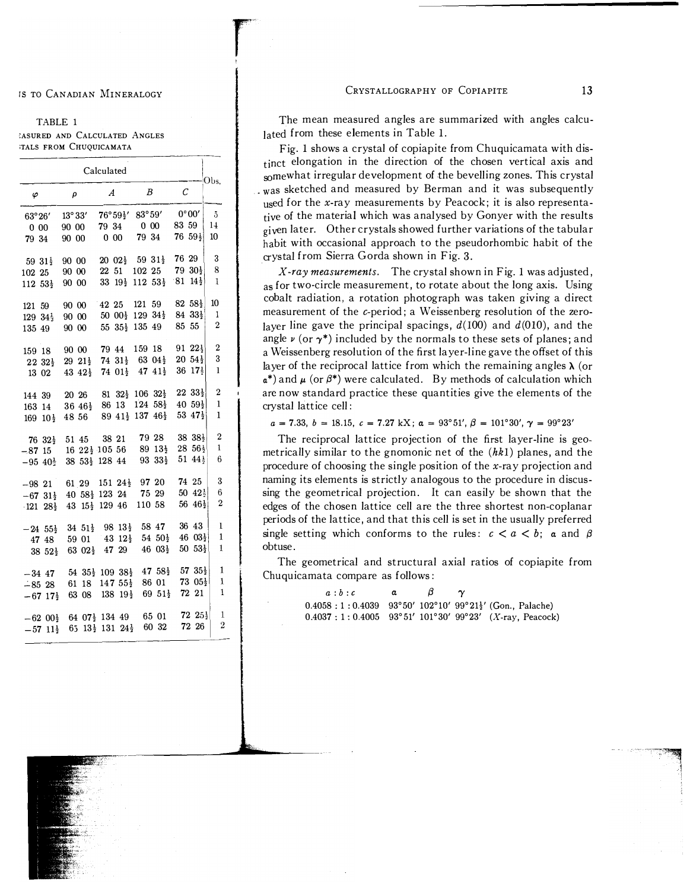TABLE 1

ASURED AND CALCULATED ANGLES
TALS FROM CHUQUICAMATA

| Calculated | | | | | Obs. |
|---|---|---|---|---|---|
| φ | ρ | A | B | C | |
| 63°26′ | 13°33′ | 76°59½′ | 83°59′ | 0°00′ | 5 |
| 0 00 | 90 00 | 79 34 | 0 00 | 83 59 | 14 |
| 79 34 | 90 00 | 0 00 | 79 34 | 76 59½ | 10 |
| 59 31½ | 90 00 | 20 02½ | 59 31½ | 76 29 | 3 |
| 102 25 | 90 00 | 22 51 | 102 25 | 79 30½ | 8 |
| 112 53½ | 90 00 | 33 19½ | 112 53½ | 81 14½ | 1 |
| 121 59 | 90 00 | 42 25 | 121 59 | 82 58½ | 10 |
| 129 34½ | 90 00 | 50 00½ | 129 34½ | 84 33½ | 1 |
| 135 49 | 90 00 | 55 35½ | 135 49 | 85 55 | 2 |
| 159 18 | 90 00 | 79 44 | 159 18 | 91 22½ | 2 |
| 22 32½ | 29 21½ | 74 31½ | 63 04½ | 20 54½ | 3 |
| 13 02 | 43 42½ | 74 01½ | 47 41½ | 36 17½ | 1 |
| 144 39 | 20 26 | 81 32½ | 106 32½ | 22 33½ | 2 |
| 163 14 | 36 46½ | 86 13 | 124 58½ | 40 59½ | 1 |
| 169 10½ | 48 56 | 89 41½ | 137 46½ | 53 47½ | 1 |
| 76 32½ | 51 45 | 38 21 | 79 28 | 38 38½ | 2 |
| −87 15 | 16 22½ | 105 56 | 89 13½ | 28 56½ | 1 |
| −95 40½ | 38 53½ | 128 44 | 93 33½ | 51 44½ | 6 |
| −98 21 | 61 29 | 151 24½ | 97 20 | 74 25 | 3 |
| −67 31½ | 40 58½ | 123 24 | 75 29 | 50 42½ | 6 |
| −121 28½ | 43 15½ | 129 46 | 110 58 | 56 46½ | 2 |
| −24 55½ | 34 51½ | 98 13½ | 58 47 | 36 43 | 1 |
| 47 48 | 59 01 | 43 12½ | 54 50½ | 46 03½ | 1 |
| 38 52½ | 63 02½ | 47 29 | 46 03½ | 50 53½ | 1 |
| −34 47 | 54 35½ | 109 38½ | 47 58½ | 57 35½ | 1 |
| −85 28 | 61 18 | 147 55½ | 86 01 | 73 05½ | 1 |
| −67 17½ | 63 08 | 138 19½ | 69 51½ | 72 21 | 1 |
| −62 00½ | 64 07½ | 134 49 | 65 01 | 72 25½ | 1 |
| −57 11½ | 65 13½ | 131 24½ | 60 32 | 72 26 | 2 |

The mean measured angles are summarized with angles calculated from these elements in Table 1.

Fig. 1 shows a crystal of copiapite from Chuquicamata with distinct elongation in the direction of the chosen vertical axis and somewhat irregular development of the bevelling zones. This crystal was sketched and measured by Berman and it was subsequently used for the *x*-ray measurements by Peacock; it is also representative of the material which was analysed by Gonyer with the results given later. Other crystals showed further variations of the tabular habit with occasional approach to the pseudorhombic habit of the crystal from Sierra Gorda shown in Fig. 3.

*X-ray measurements.* The crystal shown in Fig. 1 was adjusted, as for two-circle measurement, to rotate about the long axis. Using cobalt radiation, a rotation photograph was taken giving a direct measurement of the *c*-period; a Weissenberg resolution of the zero-layer line gave the principal spacings, $d(100)$ and $d(010)$, and the angle $\nu$ (or $\gamma^*$) included by the normals to these sets of planes; and a Weissenberg resolution of the first layer-line gave the offset of this layer of the reciprocal lattice from which the remaining angles $\lambda$ (or $\alpha^*$) and $\mu$ (or $\beta^*$) were calculated. By methods of calculation which are now standard practice these quantities give the elements of the crystal lattice cell:

$$a = 7.33,\ b = 18.15,\ c = 7.27\ \text{kX};\ \alpha = 93°51',\ \beta = 101°30',\ \gamma = 99°23'$$

The reciprocal lattice projection of the first layer-line is geometrically similar to the gnomonic net of the $(hk1)$ planes, and the procedure of choosing the single position of the *x*-ray projection and naming its elements is strictly analogous to the procedure in discussing the geometrical projection. It can easily be shown that the edges of the chosen lattice cell are the three shortest non-coplanar periods of the lattice, and that this cell is set in the usually preferred single setting which conforms to the rules: $c < a < b$; $\alpha$ and $\beta$ obtuse.

The geometrical and structural axial ratios of copiapite from Chuquicamata compare as follows:

| $a:b:c$ | $\alpha$ | $\beta$ | $\gamma$ | |
|---|---|---|---|---|
| 0.4058 : 1 : 0.4039 | 93°50′ | 102°10′ | 99°21½′ | (Gon., Palache) |
| 0.4037 : 1 : 0.4005 | 93°51′ | 101°30′ | 99°23′ | (*X*-ray, Peacock) |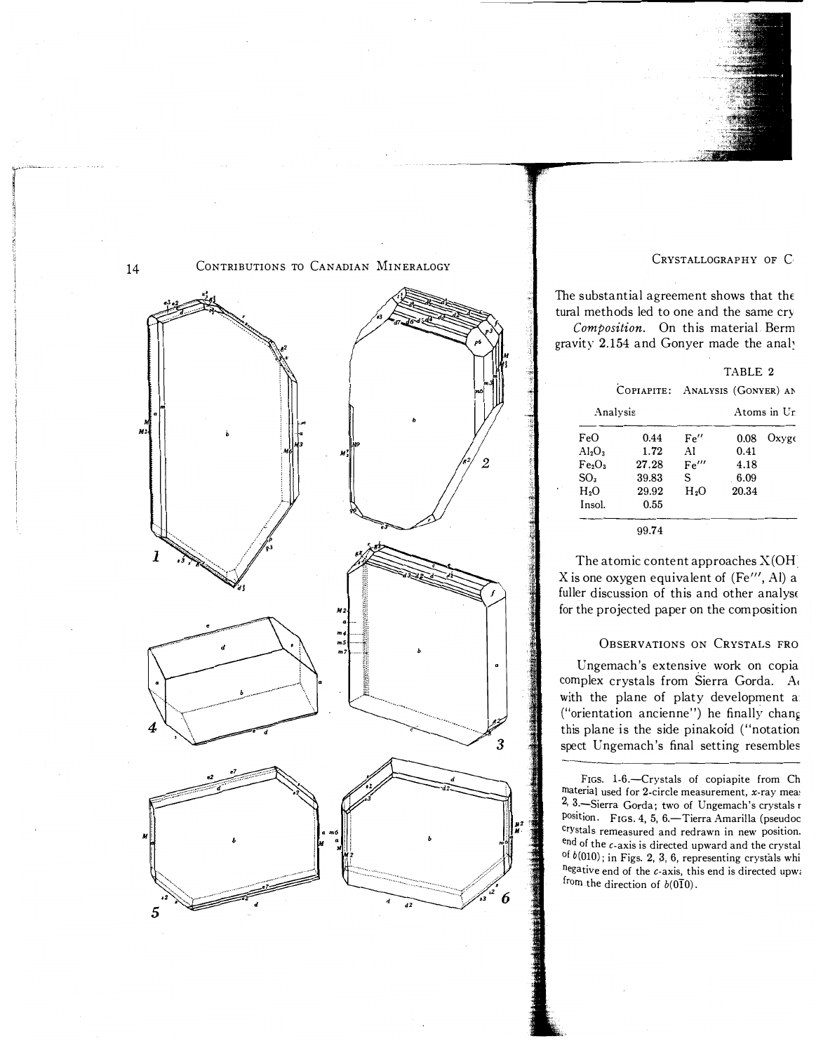The substantial agreement shows that the tural methods led to one and the same cry

*Composition.* On this material Berm gravity 2.154 and Gonyer made the analy

TABLE 2

COPIAPITE: ANALYSIS (GONYER) AN

| Analysis | | | Atoms in Ur | |
|---|---|---|---|---|
| FeO | 0.44 | Fe'' | 0.08 | Oxyge |
| $Al_2O_3$ | 1.72 | Al | 0.41 | |
| $Fe_2O_3$ | 27.28 | Fe''' | 4.18 | |
| $SO_3$ | 39.83 | S | 6.09 | |
| $H_2O$ | 29.92 | $H_2O$ | 20.34 | |
| Insol. | 0.55 | | | |
| | 99.74 | | | |

The atomic content approaches X(OH X is one oxygen equivalent of (Fe''', Al) a fuller discussion of this and other analyse for the projected paper on the composition

## OBSERVATIONS ON CRYSTALS FRO

Ungemach's extensive work on copia complex crystals from Sierra Gorda. A with the plane of platy development a ("orientation ancienne") he finally chang this plane is the side pinakoid ("notation spect Ungemach's final setting resembles

FIGS. 1-6.—Crystals of copiapite from Ch material used for 2-circle measurement, x-ray mea 2, 3.—Sierra Gorda; two of Ungemach's crystals r position. FIGS. 4, 5, 6.—Tierra Amarilla (pseudoc crystals remeasured and redrawn in new position. end of the c-axis is directed upward and the crystal of b(010); in Figs. 2, 3, 6, representing crystals whi negative end of the c-axis, this end is directed upwa from the direction of b(0$\bar{1}$0).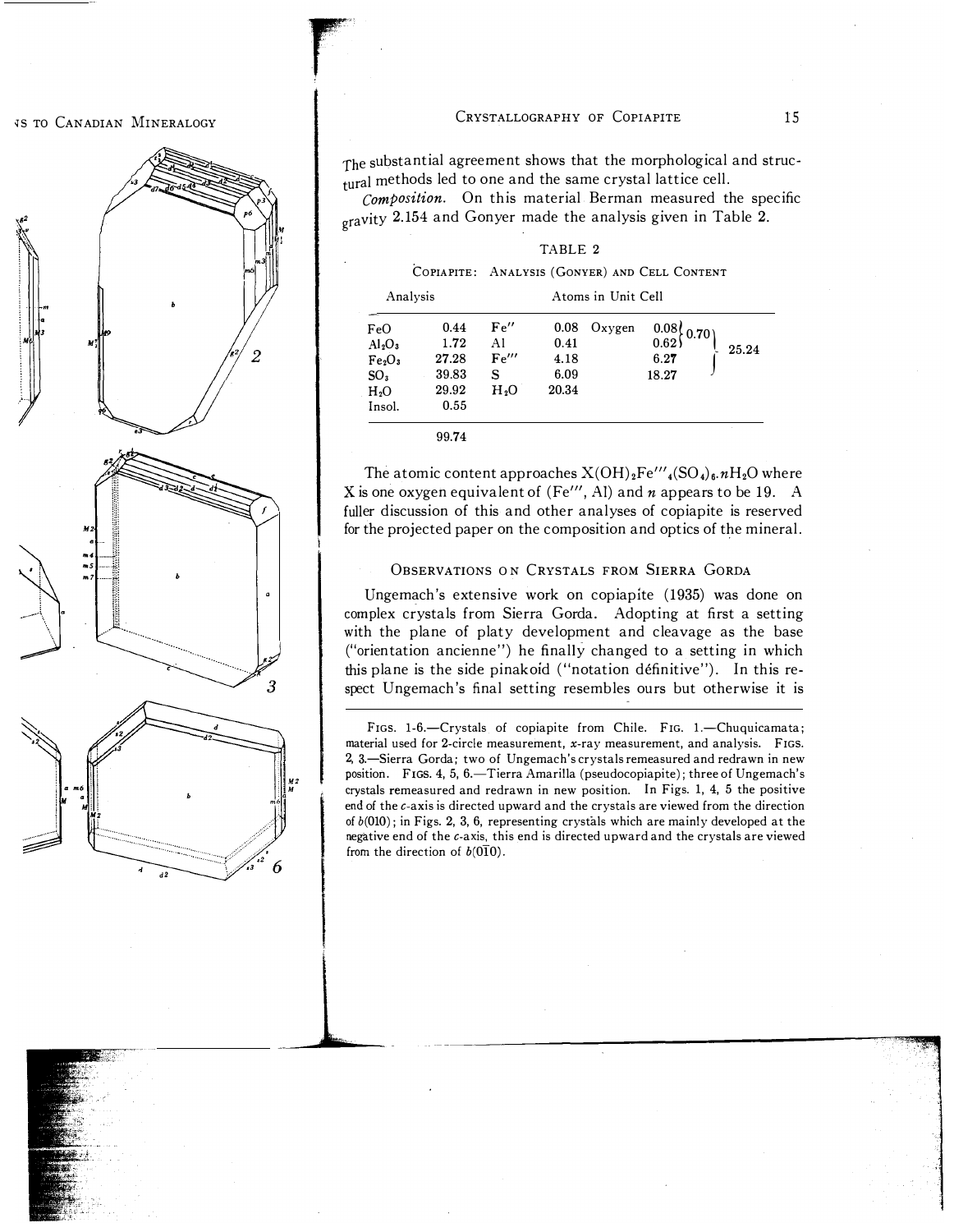The substantial agreement shows that the morphological and structural methods led to one and the same crystal lattice cell.

*Composition.* On this material Berman measured the specific gravity 2.154 and Gonyer made the analysis given in Table 2.

TABLE 2

COPIAPITE: ANALYSIS (GONYER) AND CELL CONTENT

| Analysis | | Atoms in Unit Cell | | | | | |
|---|---|---|---|---|---|---|---|
| FeO | 0.44 | Fe'' | 0.08 | Oxygen | 0.08 | 0.70 | 25.24 |
| $Al_2O_3$ | 1.72 | Al | 0.41 | | 0.62 | | |
| $Fe_2O_3$ | 27.28 | Fe''' | 4.18 | | 6.27 | | |
| $SO_3$ | 39.83 | S | 6.09 | | 18.27 | | |
| $H_2O$ | 29.92 | $H_2O$ | 20.34 | | | | |
| Insol. | 0.55 | | | | | | |
| | 99.74 | | | | | | |

The atomic content approaches $X(OH)_2Fe'''_4(SO_4)_6 \cdot nH_2O$ where X is one oxygen equivalent of (Fe''', Al) and $n$ appears to be 19. A fuller discussion of this and other analyses of copiapite is reserved for the projected paper on the composition and optics of the mineral.

## Observations on Crystals from Sierra Gorda

Ungemach's extensive work on copiapite (1935) was done on complex crystals from Sierra Gorda. Adopting at first a setting with the plane of platy development and cleavage as the base ("orientation ancienne") he finally changed to a setting in which this plane is the side pinakoid ("notation définitive"). In this respect Ungemach's final setting resembles ours but otherwise it is

FIGS. 1-6.—Crystals of copiapite from Chile. FIG. 1.—Chuquicamata; material used for 2-circle measurement, $x$-ray measurement, and analysis. FIGS. 2, 3.—Sierra Gorda; two of Ungemach's crystals remeasured and redrawn in new position. FIGS. 4, 5, 6.—Tierra Amarilla (pseudocopiapite); three of Ungemach's crystals remeasured and redrawn in new position. In Figs. 1, 4, 5 the positive end of the $c$-axis is directed upward and the crystals are viewed from the direction of $b(010)$; in Figs. 2, 3, 6, representing crystals which are mainly developed at the negative end of the $c$-axis, this end is directed upward and the crystals are viewed from the direction of $b(0\bar{1}0)$.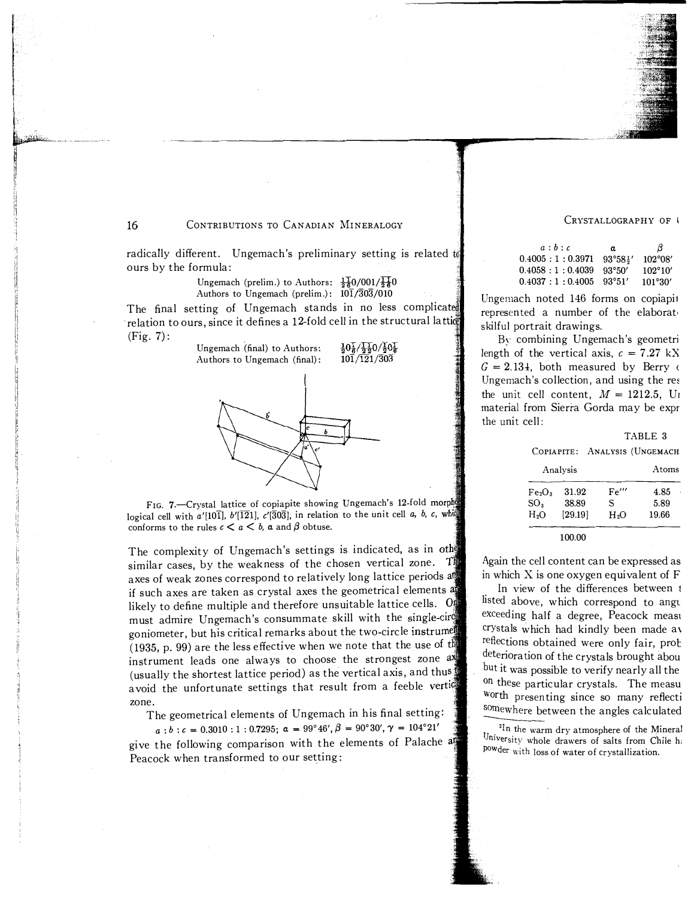radically different. Ungemach's preliminary setting is related to ours by the formula:

Ungemach (prelim.) to Authors: $\frac{1}{2}\frac{\bar{1}}{6}0/001/\frac{1}{2}\frac{1}{6}0$
Authors to Ungemach (prelim.): $10\bar{1}/\bar{3}0\bar{3}/010$

The final setting of Ungemach stands in no less complicated relation to ours, since it defines a 12-fold cell in the structural lattice (Fig. 7):

Ungemach (final) to Authors: $\frac{1}{2}0\frac{\bar{1}}{6}/\frac{\bar{1}}{2}\frac{\bar{1}}{2}0/\frac{\bar{1}}{2}0\frac{\bar{1}}{6}$
Authors to Ungemach (final): $10\bar{1}/\bar{1}21/\bar{3}0\bar{3}$

FIG. 7.—Crystal lattice of copiapite showing Ungemach's 12-fold morphological cell with $a'[10\bar{1}]$, $b'[\bar{1}21]$, $c'[\bar{3}0\bar{3}]$, in relation to the unit cell $a$, $b$, $c$, which conforms to the rules $c < a < b$, $\alpha$ and $\beta$ obtuse.

The complexity of Ungemach's settings is indicated, as in other similar cases, by the weakness of the chosen vertical zone. The axes of weak zones correspond to relatively long lattice periods and if such axes are taken as crystal axes the geometrical elements are likely to define multiple and therefore unsuitable lattice cells. One must admire Ungemach's consummate skill with the single-circle goniometer, but his critical remarks about the two-circle instrument (1935, p. 99) are the less effective when we note that the use of the instrument leads one always to choose the strongest zone axis (usually the shortest lattice period) as the vertical axis, and thus to avoid the unfortunate settings that result from a feeble vertical zone.

The geometrical elements of Ungemach in his final setting:

$a:b:c = 0.3010:1:0.7295$; $\alpha = 99°46'$, $\beta = 90°30'$, $\gamma = 104°21'$

give the following comparison with the elements of Palache and Peacock when transformed to our setting:

| $a:b:c$ | $\alpha$ | $\beta$ |
|---|---|---|
| 0.4005 : 1 : 0.3971 | 93°58½′ | 102°08′ |
| 0.4058 : 1 : 0.4039 | 93°50′ | 102°10′ |
| 0.4037 : 1 : 0.4005 | 93°51′ | 101°30′ |

Ungemach noted 146 forms on copiapit represented a number of the elaborat skilful portrait drawings.

By combining Ungemach's geometri length of the vertical axis, $c = 7.27$ kX $G = 2.134$, both measured by Berry ( Ungemach's collection, and using the res the unit cell content, $M = 1212.5$, Ur material from Sierra Gorda may be expr the unit cell:

TABLE 3

COPIAPITE: ANALYSIS (UNGEMACH

| Analysis | | | Atoms |
|---|---|---|---|
| $Fe_2O_3$ | 31.92 | $Fe'''$ | 4.85 |
| $SO_3$ | 38.89 | S | 5.89 |
| $H_2O$ | [29.19] | $H_2O$ | 19.66 |
| | 100.00 | | |

Again the cell content can be expressed as in which X is one oxygen equivalent of F

In view of the differences between t listed above, which correspond to angu exceeding half a degree, Peacock measu crystals which had kindly been made av reflections obtained were only fair, prob deterioration of the crystals brought abou but it was possible to verify nearly all the on these particular crystals. The measu worth presenting since so many reflecti somewhere between the angles calculated

[2]In the warm dry atmosphere of the Mineral University whole drawers of salts from Chile ha powder with loss of water of crystallization.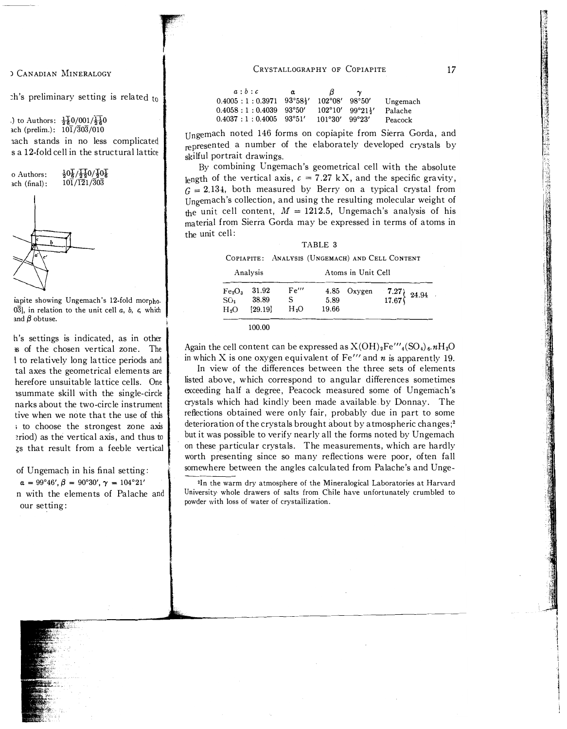| $a:b:c$ | $\alpha$ | $\beta$ | $\gamma$ | |
|---|---|---|---|---|
| 0.4005 : 1 : 0.3971 | 93°58½′ | 102°08′ | 98°50′ | Ungemach |
| 0.4058 : 1 : 0.4039 | 93°50′ | 102°10′ | 99°21½′ | Palache |
| 0.4037 : 1 : 0.4005 | 93°51′ | 101°30′ | 99°23′ | Peacock |

Ungemach noted 146 forms on copiapite from Sierra Gorda, and represented a number of the elaborately developed crystals by skilful portrait drawings.

By combining Ungemach's geometrical cell with the absolute length of the vertical axis, $c = 7.27$ kX, and the specific gravity, $G = 2.134$, both measured by Berry on a typical crystal from Ungemach's collection, and using the resulting molecular weight of the unit cell content, $M = 1212.5$, Ungemach's analysis of his material from Sierra Gorda may be expressed in terms of atoms in the unit cell:

TABLE 3

COPIAPITE: ANALYSIS (UNGEMACH) AND CELL CONTENT

| Analysis | | Atoms in Unit Cell | | | | |
|---|---|---|---|---|---|---|
| $Fe_2O_3$ | 31.92 | Fe′′′ | 4.85 | Oxygen | 7.27 | 24.94 |
| $SO_3$ | 38.89 | S | 5.89 | | 17.67 | |
| $H_2O$ | [29.19] | $H_2O$ | 19.66 | | | |
| | 100.00 | | | | | |

Again the cell content can be expressed as $X(OH)_2Fe'''_4(SO_4)_6 \cdot nH_2O$ in which X is one oxygen equivalent of Fe′′′ and $n$ is apparently 19.

In view of the differences between the three sets of elements listed above, which correspond to angular differences sometimes exceeding half a degree, Peacock measured some of Ungemach's crystals which had kindly been made available by Donnay. The reflections obtained were only fair, probably due in part to some deterioration of the crystals brought about by atmospheric changes;[2] but it was possible to verify nearly all the forms noted by Ungemach on these particular crystals. The measurements, which are hardly worth presenting since so many reflections were poor, often fall somewhere between the angles calculated from Palache's and Unge-

[2]In the warm dry atmosphere of the Mineralogical Laboratories at Harvard University whole drawers of salts from Chile have unfortunately crumbled to powder with loss of water of crystallization.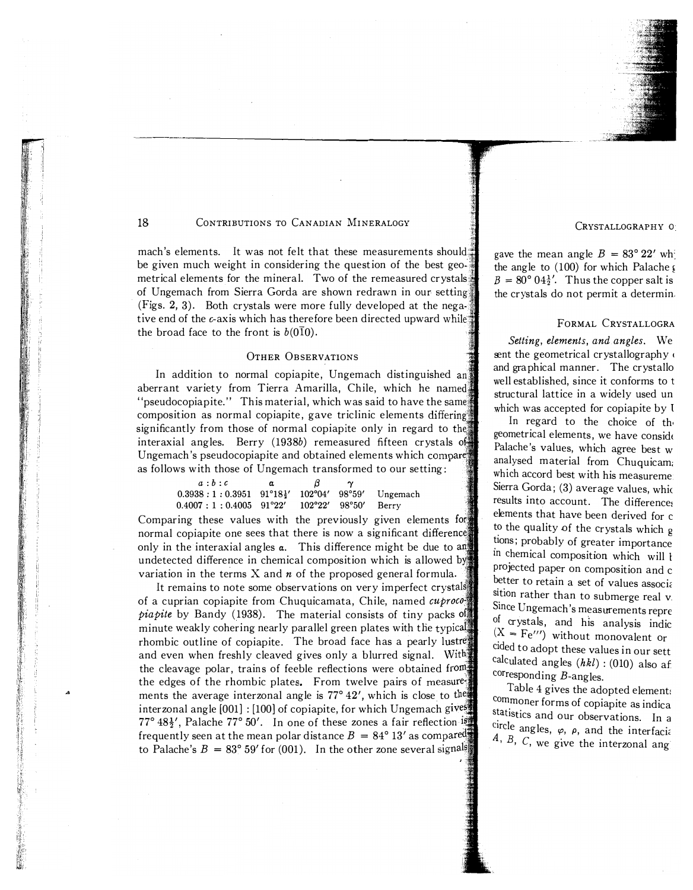mach's elements. It was not felt that these measurements should be given much weight in considering the question of the best geometrical elements for the mineral. Two of the remeasured crystals of Ungemach from Sierra Gorda are shown redrawn in our setting (Figs. 2, 3). Both crystals were more fully developed at the negative end of the *c*-axis which has therefore been directed upward while the broad face to the front is $b(0\bar{1}0)$.

## Other Observations

In addition to normal copiapite, Ungemach distinguished an aberrant variety from Tierra Amarilla, Chile, which he named "pseudocopiapite." This material, which was said to have the same composition as normal copiapite, gave triclinic elements differing significantly from those of normal copiapite only in regard to the interaxial angles. Berry (1938*b*) remeasured fifteen crystals of Ungemach's pseudocopiapite and obtained elements which compare as follows with those of Ungemach transformed to our setting:

| $a : b : c$ | $\alpha$ | $\beta$ | $\gamma$ | |
|---|---|---|---|---|
| 0.3938 : 1 : 0.3951 | 91°18½′ | 102°04′ | 98°59′ | Ungemach |
| 0.4007 : 1 : 0.4005 | 91°22′ | 102°22′ | 98°50′ | Berry |

Comparing these values with the previously given elements for normal copiapite one sees that there is now a significant difference only in the interaxial angles $\alpha$. This difference might be due to an undetected difference in chemical composition which is allowed by variation in the terms X and $n$ of the proposed general formula.

It remains to note some observations on very imperfect crystals of a cuprian copiapite from Chuquicamata, Chile, named *cuprocopiapite* by Bandy (1938). The material consists of tiny packs of minute weakly cohering nearly parallel green plates with the typical rhombic outline of copiapite. The broad face has a pearly lustre and even when freshly cleaved gives only a blurred signal. With the cleavage polar, trains of feeble reflections were obtained from the edges of the rhombic plates. From twelve pairs of measurements the average interzonal angle is 77° 42′, which is close to the interzonal angle [001] : [100] of copiapite, for which Ungemach gives 77° 48½′, Palache 77° 50′. In one of these zones a fair reflection is frequently seen at the mean polar distance $B$ = 84° 13′ as compared to Palache's $B$ = 83° 59′ for (001). In the other zone several signals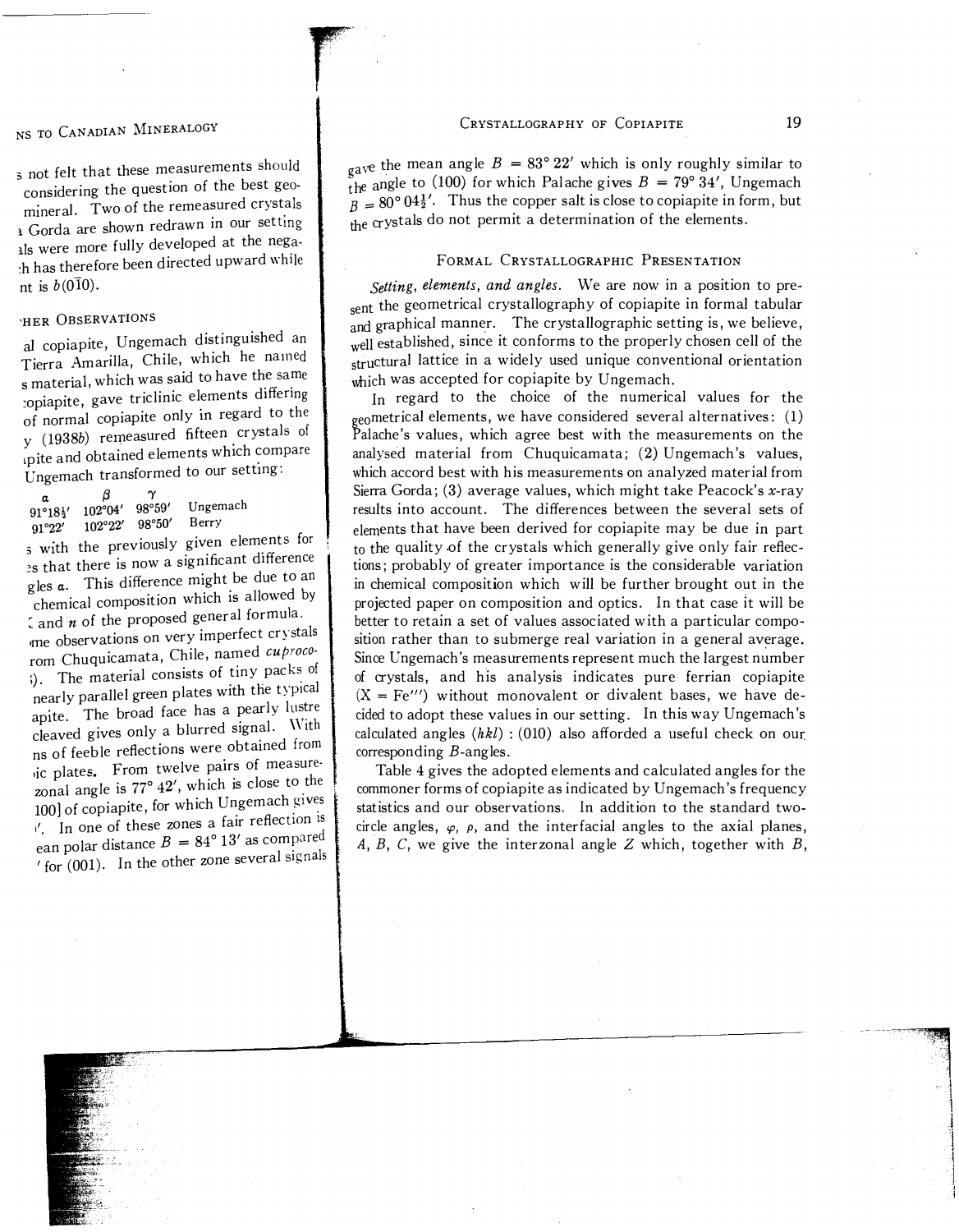s not felt that these measurements should considering the question of the best geo- mineral. Two of the remeasured crystals a Gorda are shown redrawn in our setting als were more fully developed at the nega- :h has therefore been directed upward while nt is $b(0\bar{1}0)$.

## ·HER OBSERVATIONS

al copiapite, Ungemach distinguished an Tierra Amarilla, Chile, which he named s material, which was said to have the same :opiapite, gave triclinic elements differing of normal copiapite only in regard to the y (1938*b*) remeasured fifteen crystals of ıpite and obtained elements which compare Ungemach transformed to our setting:

| $\alpha$ | $\beta$ | $\gamma$ | |
|---|---|---|---|
| 91°18½′ | 102°04′ | 98°59′ | Ungemach |
| 91°22′ | 102°22′ | 98°50′ | Berry |

s with the previously given elements for es that there is now a significant difference gles $\alpha$. This difference might be due to an chemical composition which is allowed by ; and $n$ of the proposed general formula. me observations on very imperfect crystals rom Chuquicamata, Chile, named *cuproco-* ). The material consists of tiny packs of nearly parallel green plates with the typical apite. The broad face has a pearly lustre cleaved gives only a blurred signal. With ns of feeble reflections were obtained from ic plates. From twelve pairs of measure- zonal angle is 77° 42′, which is close to the 100] of copiapite, for which Ungemach gives ′. In one of these zones a fair reflection is ean polar distance $B$ = 84° 13′ as compared ′ for (001). In the other zone several signals gave the mean angle $B$ = 83° 22′ which is only roughly similar to the angle to (100) for which Palache gives $B$ = 79° 34′, Ungemach $B$ = 80° 04½′. Thus the copper salt is close to copiapite in form, but the crystals do not permit a determination of the elements.

## FORMAL CRYSTALLOGRAPHIC PRESENTATION

*Setting, elements, and angles.* We are now in a position to present the geometrical crystallography of copiapite in formal tabular and graphical manner. The crystallographic setting is, we believe, well established, since it conforms to the properly chosen cell of the structural lattice in a widely used unique conventional orientation which was accepted for copiapite by Ungemach.

In regard to the choice of the numerical values for the geometrical elements, we have considered several alternatives: (1) Palache's values, which agree best with the measurements on the analysed material from Chuquicamata; (2) Ungemach's values, which accord best with his measurements on analyzed material from Sierra Gorda; (3) average values, which might take Peacock's $x$-ray results into account. The differences between the several sets of elements that have been derived for copiapite may be due in part to the quality of the crystals which generally give only fair reflections; probably of greater importance is the considerable variation in chemical composition which will be further brought out in the projected paper on composition and optics. In that case it will be better to retain a set of values associated with a particular composition rather than to submerge real variation in a general average. Since Ungemach's measurements represent much the largest number of crystals, and his analysis indicates pure ferrian copiapite (X = Fe‴) without monovalent or divalent bases, we have decided to adopt these values in our setting. In this way Ungemach's calculated angles ($hkl$) : (010) also afforded a useful check on our corresponding $B$-angles.

Table 4 gives the adopted elements and calculated angles for the commoner forms of copiapite as indicated by Ungemach's frequency statistics and our observations. In addition to the standard two-circle angles, $\varphi$, $\rho$, and the interfacial angles to the axial planes, $A$, $B$, $C$, we give the interzonal angle $Z$ which, together with $B$,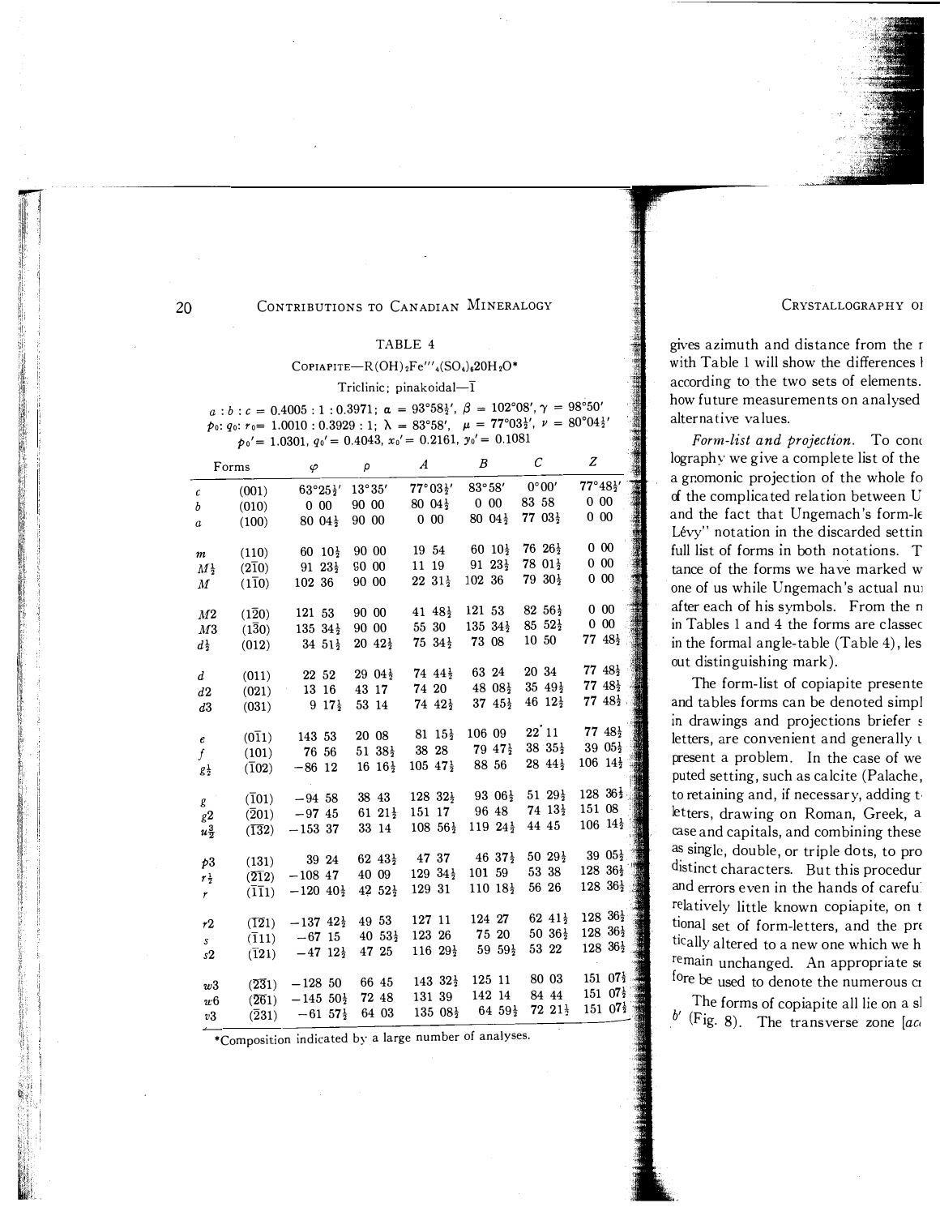TABLE 4

COPIAPITE—$R(OH)_2Fe'''_4(SO_4)_6 20H_2O$*

Triclinic; pinakoidal—$\bar{1}$

$a : b : c = 0.4005 : 1 : 0.3971;\ \alpha = 93°58\frac{1}{2}',\ \beta = 102°08',\ \gamma = 98°50'$
$p_0 : q_0 : r_0 = 1.0010 : 0.3929 : 1;\ \lambda = 83°58',\ \mu = 77°03\frac{1}{2}',\ \nu = 80°04\frac{1}{2}'$
$p_0' = 1.0301,\ q_0' = 0.4043,\ x_0' = 0.2161,\ y_0' = 0.1081$

| Forms | | $\varphi$ | $\rho$ | $A$ | $B$ | $C$ | $Z$ |
|---|---|---|---|---|---|---|---|
| c | (001) | 63°25½′ | 13°35′ | 77°03½′ | 83°58′ | 0°00′ | 77°48½′ |
| b | (010) | 0 00 | 90 00 | 80 04½ | 0 00 | 83 58 | 0 00 |
| a | (100) | 80 04½ | 90 00 | 0 00 | 80 04½ | 77 03½ | 0 00 |
| m | (110) | 60 10½ | 90 00 | 19 54 | 60 10½ | 76 26½ | 0 00 |
| M½ | $(\bar{2}10)$ | 91 23½ | 90 00 | 11 19 | 91 23½ | 78 01½ | 0 00 |
| M | $(\bar{1}10)$ | 102 36 | 90 00 | 22 31½ | 102 36 | 79 30½ | 0 00 |
| M2 | $(\bar{1}20)$ | 121 53 | 90 00 | 41 48½ | 121 53 | 82 56½ | 0 00 |
| M3 | $(\bar{1}30)$ | 135 34½ | 90 00 | 55 30 | 135 34½ | 85 52½ | 0 00 |
| d½ | (012) | 34 51½ | 20 42½ | 75 34½ | 73 08 | 10 50 | 77 48½ |
| d | (011) | 22 52 | 29 04½ | 74 44½ | 63 24 | 20 34 | 77 48½ |
| d2 | (021) | 13 16 | 43 17 | 74 20 | 48 08½ | 35 49½ | 77 48½ |
| d3 | (031) | 9 17½ | 53 14 | 74 42½ | 37 45½ | 46 12½ | 77 48½ |
| e | $(0\bar{1}1)$ | 143 53 | 20 08 | 81 15½ | 106 09 | 22 11 | 77 48½ |
| f | (101) | 76 56 | 51 38½ | 38 28 | 79 47½ | 38 35½ | 39 05½ |
| g½ | $(\bar{1}02)$ | −86 12 | 16 16½ | 105 47½ | 88 56 | 28 44½ | 106 14½ |
| g | $(\bar{1}01)$ | −94 58 | 38 43 | 128 32½ | 93 06½ | 51 29½ | 128 36½ |
| g2 | $(\bar{2}01)$ | −97 45 | 61 21½ | 151 17 | 96 48 | 74 13½ | 151 08 |
| u3/2 | $(\bar{1}\bar{3}2)$ | −153 37 | 33 14 | 108 56½ | 119 24½ | 44 45 | 106 14½ |
| p3 | (131) | 39 24 | 62 43½ | 47 37 | 46 37½ | 50 29½ | 39 05½ |
| r½ | $(\bar{2}\bar{1}2)$ | −108 47 | 40 09 | 129 34½ | 101 59 | 53 38 | 128 36½ |
| r | $(\bar{1}\bar{1}1)$ | −120 40½ | 42 52½ | 129 31 | 110 18½ | 56 26 | 128 36½ |
| r2 | $(\bar{1}\bar{2}1)$ | −137 42½ | 49 53 | 127 11 | 124 27 | 62 41½ | 128 36½ |
| s | $(\bar{1}11)$ | −67 15 | 40 53½ | 123 26 | 75 20 | 50 36½ | 128 36½ |
| s2 | $(\bar{1}21)$ | −47 12½ | 47 25 | 116 29½ | 59 59½ | 53 22 | 128 36½ |
| w3 | $(\bar{2}\bar{3}1)$ | −128 50 | 66 45 | 143 32½ | 125 11 | 80 03 | 151 07½ |
| w6 | $(\bar{2}\bar{6}1)$ | −145 50½ | 72 48 | 131 39 | 142 14 | 84 44 | 151 07½ |
| v3 | $(\bar{2}31)$ | −61 57½ | 64 03 | 135 08½ | 64 59½ | 72 21½ | 151 07½ |

*Composition indicated by a large number of analyses.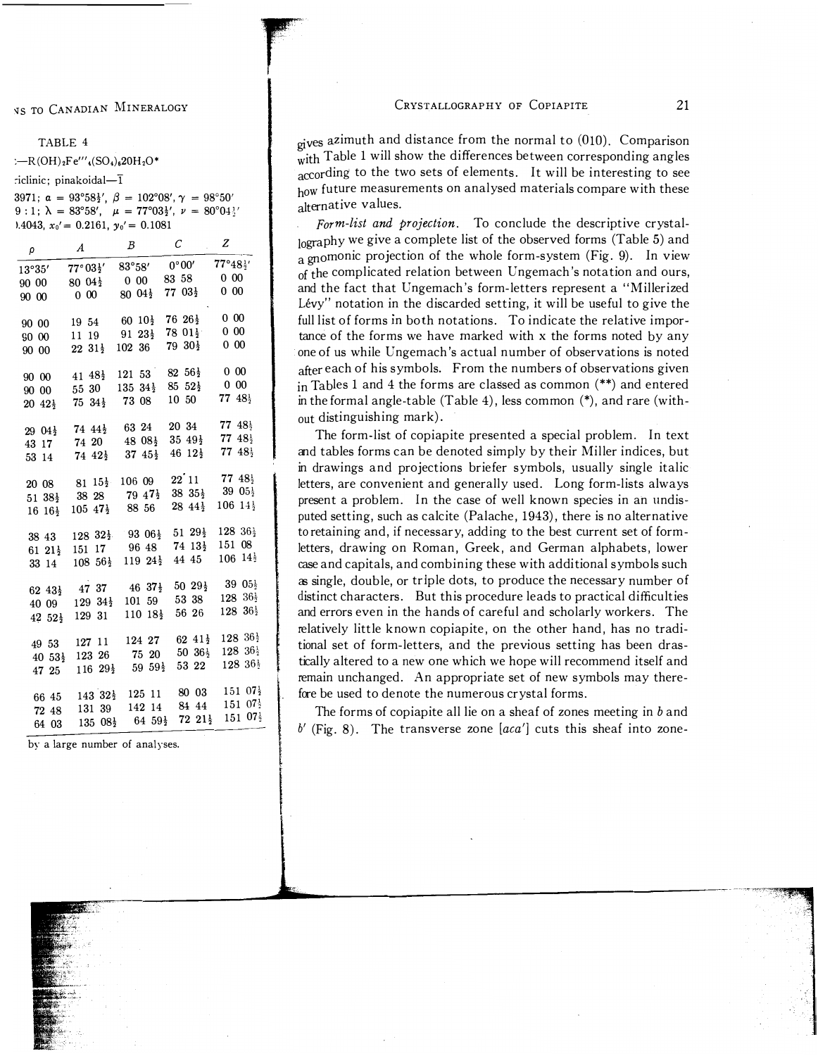TABLE 4

:—$R(OH)_2Fe'''_4(SO_4)_620H_2O$*

:riclinic; pinakoidal—$\bar{1}$

3971; $\alpha$ = 93°58½′, $\beta$ = 102°08′, $\gamma$ = 98°50′
9 : 1; $\lambda$ = 83°58′, $\mu$ = 77°03½′, $\nu$ = 80°04½′
).4043, $x_0'$ = 0.2161, $y_0'$ = 0.1081

| ρ | A | B | C | Z |
|---|---|---|---|---|
| 13°35′ | 77°03½′ | 83°58′ | 0°00′ | 77°48½′ |
| 90 00 | 80 04½ | 0 00 | 83 58 | 0 00 |
| 90 00 | 0 00 | 80 04½ | 77 03½ | 0 00 |
| 90 00 | 19 54 | 60 10½ | 76 26½ | 0 00 |
| 90 00 | 11 19 | 91 23½ | 78 01½ | 0 00 |
| 90 00 | 22 31½ | 102 36 | 79 30½ | 0 00 |
| 90 00 | 41 48½ | 121 53 | 82 56½ | 0 00 |
| 90 00 | 55 30 | 135 34½ | 85 52½ | 0 00 |
| 20 42½ | 75 34½ | 73 08 | 10 50 | 77 48½ |
| 29 04½ | 74 44½ | 63 24 | 20 34 | 77 48½ |
| 43 17 | 74 20 | 48 08½ | 35 49½ | 77 48½ |
| 53 14 | 74 42½ | 37 45½ | 46 12½ | 77 48½ |
| 20 08 | 81 15½ | 106 09 | 22 11 | 77 48½ |
| 51 38½ | 38 28 | 79 47½ | 38 35½ | 39 05½ |
| 16 16½ | 105 47½ | 88 56 | 28 44½ | 106 14½ |
| 38 43 | 128 32½ | 93 06½ | 51 29½ | 128 36½ |
| 61 21½ | 151 17 | 96 48 | 74 13½ | 151 08 |
| 33 14 | 108 56½ | 119 24½ | 44 45 | 106 14½ |
| 62 43½ | 47 37 | 46 37½ | 50 29½ | 39 05½ |
| 40 09 | 129 34½ | 101 59 | 53 38 | 128 36½ |
| 42 52½ | 129 31 | 110 18½ | 56 26 | 128 36½ |
| 49 53 | 127 11 | 124 27 | 62 41½ | 128 36½ |
| 40 53½ | 123 26 | 75 20 | 50 36½ | 128 36½ |
| 47 25 | 116 29½ | 59 59½ | 53 22 | 128 36½ |
| 66 45 | 143 32½ | 125 11 | 80 03 | 151 07½ |
| 72 48 | 131 39 | 142 14 | 84 44 | 151 07½ |
| 64 03 | 135 08½ | 64 59½ | 72 21½ | 151 07½ |

by a large number of analyses.

gives azimuth and distance from the normal to (010). Comparison with Table 1 will show the differences between corresponding angles according to the two sets of elements. It will be interesting to see how future measurements on analysed materials compare with these alternative values.

*Form-list and projection.* To conclude the descriptive crystallography we give a complete list of the observed forms (Table 5) and a gnomonic projection of the whole form-system (Fig. 9). In view of the complicated relation between Ungemach's notation and ours, and the fact that Ungemach's form-letters represent a "Millerized Lévy" notation in the discarded setting, it will be useful to give the full list of forms in both notations. To indicate the relative importance of the forms we have marked with x the forms noted by any one of us while Ungemach's actual number of observations is noted after each of his symbols. From the numbers of observations given in Tables 1 and 4 the forms are classed as common (**) and entered in the formal angle-table (Table 4), less common (*), and rare (without distinguishing mark).

The form-list of copiapite presented a special problem. In text and tables forms can be denoted simply by their Miller indices, but in drawings and projections briefer symbols, usually single italic letters, are convenient and generally used. Long form-lists always present a problem. In the case of well known species in an undisputed setting, such as calcite (Palache, 1943), there is no alternative to retaining and, if necessary, adding to the best current set of form-letters, drawing on Roman, Greek, and German alphabets, lower case and capitals, and combining these with additional symbols such as single, double, or triple dots, to produce the necessary number of distinct characters. But this procedure leads to practical difficulties and errors even in the hands of careful and scholarly workers. The relatively little known copiapite, on the other hand, has no traditional set of form-letters, and the previous setting has been drastically altered to a new one which we hope will recommend itself and remain unchanged. An appropriate set of new symbols may therefore be used to denote the numerous crystal forms.

The forms of copiapite all lie on a sheaf of zones meeting in *b* and *b′* (Fig. 8). The transverse zone [*aca′*] cuts this sheaf into zone-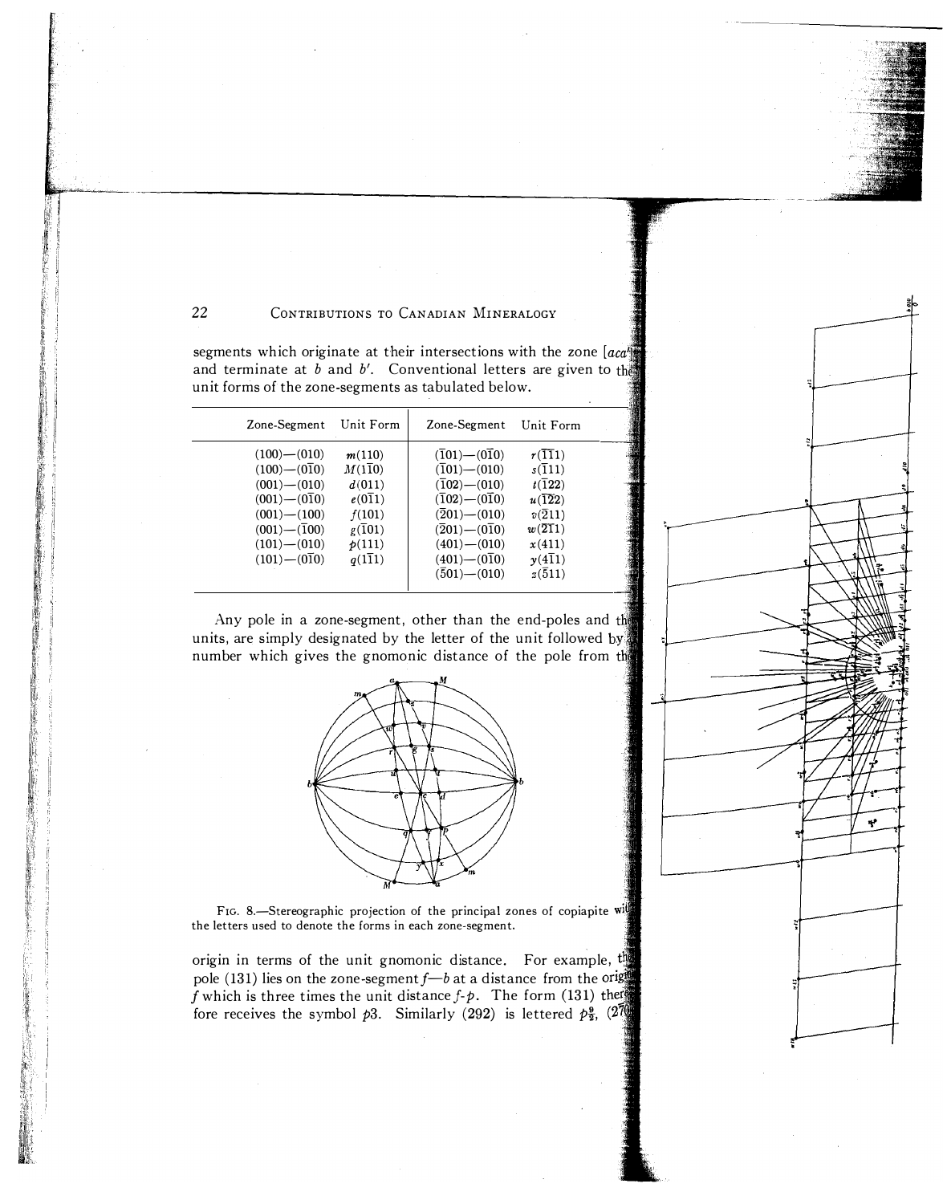segments which originate at their intersections with the zone [*aca'*] and terminate at *b* and *b'*. Conventional letters are given to the unit forms of the zone-segments as tabulated below.

| Zone-Segment | Unit Form | Zone-Segment | Unit Form |
|---|---|---|---|
| (100)—(010) | *m*(110) | ($\bar{1}$01)—(0$\bar{1}$0) | *r*($\bar{1}\bar{1}$1) |
| (100)—(0$\bar{1}$0) | *M*(1$\bar{1}$0) | ($\bar{1}$01)—(010) | *s*($\bar{1}$11) |
| (001)—(010) | *d*(011) | ($\bar{1}$02)—(010) | *t*($\bar{1}$22) |
| (001)—(0$\bar{1}$0) | *e*(0$\bar{1}$1) | ($\bar{1}$02)—(0$\bar{1}$0) | *u*($\bar{1}\bar{2}$2) |
| (001)—(100) | *f*(101) | ($\bar{2}$01)—(010) | *v*($\bar{2}$11) |
| (001)—($\bar{1}$00) | *g*($\bar{1}$01) | ($\bar{2}$01)—(0$\bar{1}$0) | *w*($\bar{2}\bar{1}$1) |
| (101)—(010) | *p*(111) | (401)—(010) | *x*(411) |
| (101)—(0$\bar{1}$0) | *q*(1$\bar{1}$1) | (401)—(0$\bar{1}$0) | *y*(4$\bar{1}$1) |
| | | ($\bar{5}$01)—(010) | *z*($\bar{5}$11) |

Any pole in a zone-segment, other than the end-poles and the units, are simply designated by the letter of the unit followed by a number which gives the gnomonic distance of the pole from the

FIG. 8.—Stereographic projection of the principal zones of copiapite with the letters used to denote the forms in each zone-segment.

origin in terms of the unit gnomonic distance. For example, the pole (131) lies on the zone-segment *f*—*b* at a distance from the origin *f* which is three times the unit distance *f*-*p*. The form (131) therefore receives the symbol *p*3. Similarly (292) is lettered *p*$\frac{9}{2}$, (270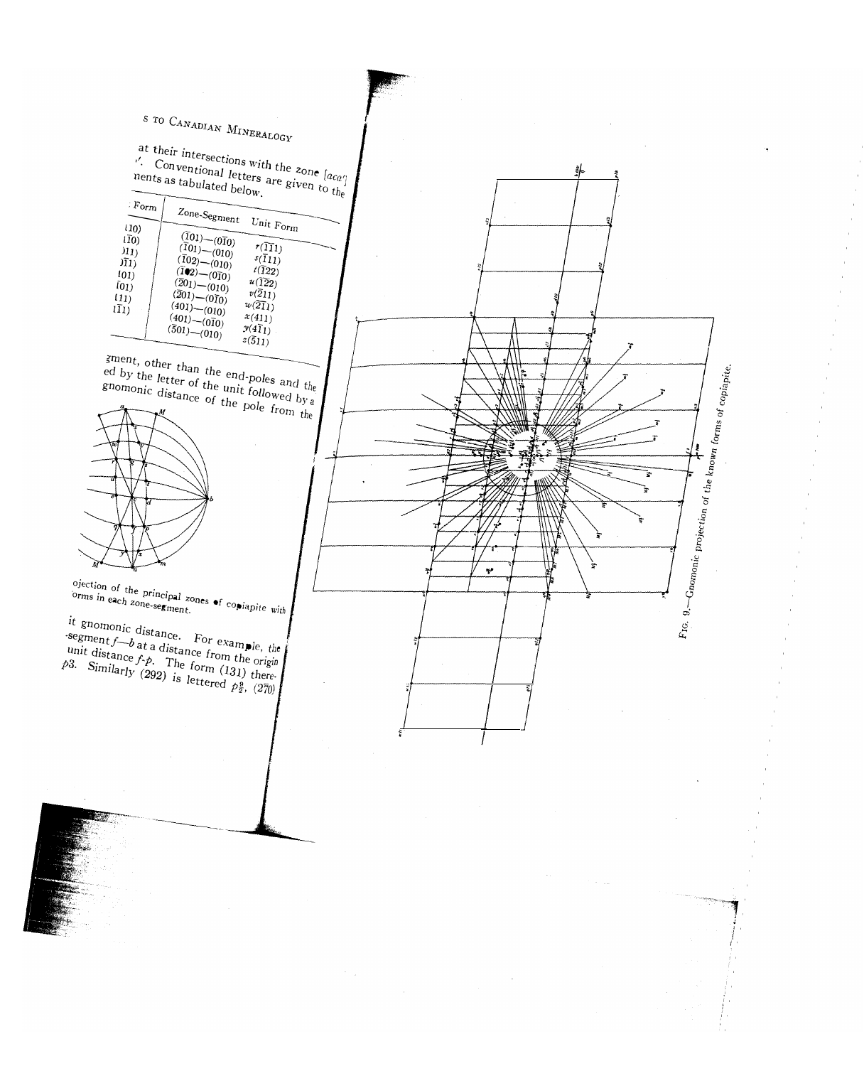at their intersections with the zone [$aca'$] $'$. Conventional letters are given to the nents as tabulated below.

| Form | Zone-Segment | Unit Form |
|---|---|---|
| 10) | $(\bar{1}01)$—$(0\bar{1}0)$ | $r(\bar{1}\bar{1}1)$ |
| $\bar{1}0)$ | $(\bar{1}01)$—$(010)$ | $s(\bar{1}11)$ |
| 11) | $(\bar{1}02)$—$(010)$ | $t(\bar{1}22)$ |
| $\bar{1}1)$ | $(\bar{1}02)$—$(0\bar{1}0)$ | $u(\bar{1}\bar{2}2)$ |
| 01) | $(\bar{2}01)$—$(010)$ | $v(\bar{2}11)$ |
| $\bar{0}1)$ | $(\bar{2}01)$—$(0\bar{1}0)$ | $w(\bar{2}\bar{1}1)$ |
| 11) | $(401)$—$(010)$ | $x(411)$ |
| $\bar{1}1)$ | $(401)$—$(0\bar{1}0)$ | $y(4\bar{1}1)$ |
| | $(\bar{5}01)$—$(010)$ | $z(\bar{5}11)$ |

gment, other than the end-poles and the ed by the letter of the unit followed by a gnomonic distance of the pole from the

ojection of the principal zones of copiapite with orms in each zone-segment.

it gnomonic distance. For example, the -segment $f$—$b$ at a distance from the origin unit distance $f$-$p$. The form (131) there- $p3$. Similarly (292) is lettered $p\frac{9}{2}$, $(2\bar{7}0)$

FIG. 9.—Gnomonic projection of the known forms of copiapite.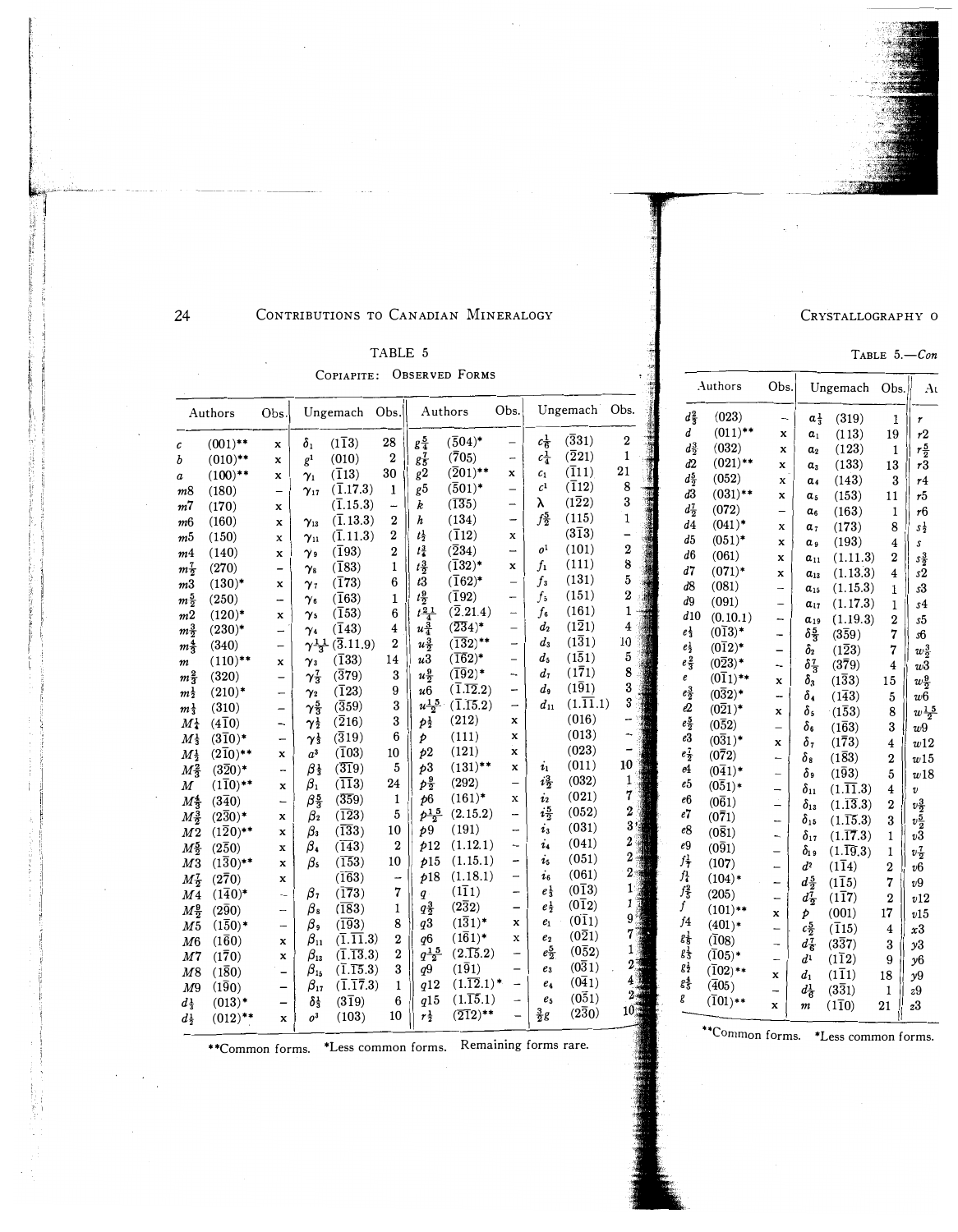TABLE 5

COPIAPITE: OBSERVED FORMS

| Authors | | Obs. | Ungemach | | Obs. | Authors | | Obs. | Ungemach | | Obs. |
|---|---|---|---|---|---|---|---|---|---|---|---|
| $c$ | (001)** | x | $\delta_1$ | $(1\bar{1}3)$ | 28 | $g\frac{5}{4}$ | $(\bar{5}04)$* | – | $c\frac{1}{6}$ | $(\bar{3}31)$ | 2 |
| $b$ | (010)** | x | $g^1$ | (010) | 2 | $g\frac{7}{5}$ | $(\bar{7}05)$ | – | $c\frac{1}{4}$ | $(\bar{2}21)$ | 1 |
| $a$ | (100)** | x | $\gamma_1$ | $(\bar{1}13)$ | 30 | $g2$ | $(\bar{2}01)$** | x | $c_1$ | $(\bar{1}11)$ | 21 |
| $m8$ | (180) | – | $\gamma_{17}$ | $(\bar{1}.17.3)$ | 1 | $g5$ | $(\bar{5}01)$* | – | $c^1$ | $(\bar{1}12)$ | 8 |
| $m7$ | (170) | x | | $(\bar{1}.15.3)$ | – | $k$ | $(\bar{1}35)$ | – | $\lambda$ | $(\bar{1}22)$ | 3 |
| $m6$ | (160) | x | $\gamma_{13}$ | $(\bar{1}.13.3)$ | 2 | $h$ | (134) | – | $f\frac{5}{2}$ | (115) | 1 |
| $m5$ | (150) | x | $\gamma_{11}$ | $(\bar{1}.11.3)$ | 2 | $t\frac{1}{2}$ | $(\bar{1}12)$ | x | | $(3\bar{1}3)$ | – |
| $m4$ | (140) | x | $\gamma_9$ | $(\bar{1}93)$ | 2 | $t\frac{3}{4}$ | $(\bar{2}34)$ | – | $o^1$ | (101) | 2 |
| $m\frac{7}{2}$ | (270) | – | $\gamma_8$ | $(\bar{1}83)$ | 1 | $t\frac{3}{2}$ | $(\bar{1}32)$* | x | $f_1$ | (111) | 8 |
| $m3$ | (130)* | x | $\gamma_7$ | $(\bar{1}73)$ | 6 | $t3$ | $(\bar{1}62)$* | – | $f_3$ | (131) | 5 |
| $m\frac{5}{2}$ | (250) | – | $\gamma_6$ | $(\bar{1}63)$ | 1 | $t\frac{9}{2}$ | $(\bar{1}92)$ | – | $f_5$ | (151) | 2 |
| $m2$ | (120)* | x | $\gamma_5$ | $(\bar{1}53)$ | 6 | $t\frac{21}{4}$ | $(\bar{2}.21.4)$ | – | $f_6$ | (161) | 1 |
| $m\frac{3}{2}$ | (230)* | – | $\gamma_4$ | $(\bar{1}43)$ | 4 | $u\frac{3}{4}$ | $(\bar{2}\bar{3}4)$* | – | $d_2$ | $(1\bar{2}1)$ | 4 |
| $m\frac{4}{3}$ | (340) | – | $\gamma\frac{11}{3}$ | $(\bar{3}.11.9)$ | 2 | $u\frac{3}{2}$ | $(\bar{1}\bar{3}2)$** | – | $d_3$ | $(1\bar{3}1)$ | 10 |
| $m$ | (110)** | x | $\gamma_3$ | $(\bar{1}33)$ | 14 | $u3$ | $(\bar{1}\bar{6}2)$* | – | $d_5$ | $(1\bar{5}1)$ | 5 |
| $m\frac{2}{3}$ | (320) | – | $\gamma\frac{7}{3}$ | $(\bar{3}79)$ | 3 | $u\frac{9}{2}$ | $(\bar{1}\bar{9}2)$* | – | $d_7$ | $(1\bar{7}1)$ | 8 |
| $m\frac{1}{2}$ | (210)* | – | $\gamma_2$ | $(\bar{1}23)$ | 9 | $u6$ | $(\bar{1}.\bar{1}\bar{2}.2)$ | – | $d_9$ | $(1\bar{9}1)$ | 3 |
| $m\frac{1}{3}$ | (310) | – | $\gamma\frac{5}{3}$ | $(\bar{3}59)$ | 3 | $u\frac{15}{2}$ | $(\bar{1}.\bar{1}\bar{5}.2)$ | – | $d_{11}$ | $(1.\bar{1}\bar{1}.1)$ | 3 |
| $M\frac{1}{4}$ | $(4\bar{1}0)$ | – | $\gamma\frac{1}{2}$ | $(\bar{2}16)$ | 3 | $p\frac{1}{2}$ | (212) | x | | (016) | – |
| $M\frac{1}{3}$ | $(3\bar{1}0)$* | – | $\gamma\frac{1}{3}$ | $(\bar{3}19)$ | 6 | $p$ | (111) | x | | (013) | – |
| $M\frac{1}{2}$ | $(2\bar{1}0)$** | x | $a^3$ | $(\bar{1}03)$ | 10 | $p2$ | (121) | x | | (023) | – |
| $M\frac{2}{3}$ | $(3\bar{2}0)$* | – | $\beta\frac{1}{3}$ | $(\bar{3}\bar{1}9)$ | 5 | $p3$ | (131)** | x | $i_1$ | (011) | 10 |
| $M$ | $(1\bar{1}0)$** | x | $\beta_1$ | $(\bar{1}\bar{1}3)$ | 24 | $p\frac{9}{2}$ | (292) | – | $i\frac{3}{2}$ | (032) | 1 |
| $M\frac{4}{3}$ | $(3\bar{4}0)$ | – | $\beta\frac{5}{3}$ | $(\bar{3}\bar{5}9)$ | 1 | $p6$ | (161)* | x | $i_2$ | (021) | 7 |
| $M\frac{3}{2}$ | $(2\bar{3}0)$* | x | $\beta_2$ | $(\bar{1}\bar{2}3)$ | 5 | $p\frac{15}{2}$ | (2.15.2) | – | $i\frac{5}{2}$ | (052) | 2 |
| $M2$ | $(1\bar{2}0)$** | x | $\beta_3$ | $(\bar{1}\bar{3}3)$ | 10 | $p9$ | (191) | – | $i_3$ | (031) | 3 |
| $M\frac{5}{2}$ | $(2\bar{5}0)$ | x | $\beta_4$ | $(\bar{1}\bar{4}3)$ | 2 | $p12$ | (1.12.1) | – | $i_4$ | (041) | 2 |
| $M3$ | $(1\bar{3}0)$** | x | $\beta_5$ | $(\bar{1}\bar{5}3)$ | 10 | $p15$ | (1.15.1) | – | $i_5$ | (051) | 2 |
| $M\frac{7}{2}$ | $(2\bar{7}0)$ | x | | $(\bar{1}\bar{6}3)$ | – | $p18$ | (1.18.1) | – | $i_6$ | (061) | 2 |
| $M4$ | $(1\bar{4}0)$* | – | $\beta_7$ | $(\bar{1}\bar{7}3)$ | 7 | $q$ | $(1\bar{1}1)$ | – | $e\frac{1}{3}$ | $(0\bar{1}3)$ | 1 |
| $M\frac{9}{2}$ | $(2\bar{9}0)$ | – | $\beta_8$ | $(\bar{1}\bar{8}3)$ | 1 | $q\frac{3}{2}$ | $(2\bar{3}2)$ | – | $e\frac{1}{2}$ | $(0\bar{1}2)$ | 1 |
| $M5$ | $(1\bar{5}0)$* | – | $\beta_9$ | $(\bar{1}\bar{9}3)$ | 8 | $q3$ | $(1\bar{3}1)$* | x | $e_1$ | $(0\bar{1}1)$ | 9 |
| $M6$ | $(1\bar{6}0)$ | x | $\beta_{11}$ | $(\bar{1}.\bar{1}\bar{1}.3)$ | 2 | $q6$ | $(1\bar{6}1)$* | x | $e_2$ | $(0\bar{2}1)$ | 7 |
| $M7$ | $(1\bar{7}0)$ | x | $\beta_{13}$ | $(\bar{1}.\bar{1}\bar{3}.3)$ | 2 | $q\frac{15}{2}$ | $(2.\bar{1}\bar{5}.2)$ | – | $e\frac{5}{2}$ | $(0\bar{5}2)$ | 1 |
| $M8$ | $(1\bar{8}0)$ | – | $\beta_{15}$ | $(\bar{1}.\bar{1}\bar{5}.3)$ | 3 | $q9$ | $(1\bar{9}1)$ | – | $e_3$ | $(0\bar{3}1)$ | 2 |
| $M9$ | $(1\bar{9}0)$ | – | $\beta_{17}$ | $(\bar{1}.\bar{1}\bar{7}.3)$ | 1 | $q12$ | $(1.\bar{1}\bar{2}.1)$* | – | $e_4$ | $(0\bar{4}1)$ | 4 |
| $d\frac{1}{3}$ | (013)* | – | $\delta\frac{1}{3}$ | $(3\bar{1}9)$ | 6 | $q15$ | $(1.\bar{1}\bar{5}.1)$ | – | $e_5$ | $(0\bar{5}1)$ | 2 |
| $d\frac{1}{2}$ | (012)** | x | $o^3$ | (103) | 10 | $r\frac{1}{2}$ | $(\bar{2}\bar{1}2)$** | – | $\frac{3}{2}g$ | $(2\bar{3}0)$ | 10 |

**Common forms. *Less common forms. Remaining forms rare.

TABLE 5.—*Con*

| Authors | | Obs. | Ungemach | | Obs. | Au |
|---|---|---|---|---|---|---|
| $d\frac{2}{3}$ | (023) | – | $\alpha\frac{1}{3}$ | (319) | 1 | $r$ |
| $d$ | (011)** | x | $\alpha_1$ | (113) | 19 | $r2$ |
| $d\frac{3}{2}$ | (032) | x | $\alpha_2$ | (123) | 1 | $r\frac{5}{2}$ |
| $d2$ | (021)** | x | $\alpha_3$ | (133) | 13 | $r3$ |
| $d\frac{5}{2}$ | (052) | x | $\alpha_4$ | (143) | 3 | $r4$ |
| $d3$ | (031)** | x | $\alpha_5$ | (153) | 11 | $r5$ |
| $d\frac{7}{2}$ | (072) | – | $\alpha_6$ | (163) | 1 | $r6$ |
| $d4$ | (041)* | x | $\alpha_7$ | (173) | 8 | $s\frac{1}{2}$ |
| $d5$ | (051)* | x | $\alpha_9$ | (193) | 4 | $s$ |
| $d6$ | (061) | x | $\alpha_{11}$ | (1.11.3) | 2 | $s\frac{3}{2}$ |
| $d7$ | (071)* | x | $\alpha_{13}$ | (1.13.3) | 4 | $s2$ |
| $d8$ | (081) | – | $\alpha_{15}$ | (1.15.3) | 1 | $s3$ |
| $d9$ | (091) | – | $\alpha_{17}$ | (1.17.3) | 1 | $s4$ |
| $d10$ | (0.10.1) | – | $\alpha_{19}$ | (1.19.3) | 2 | $s5$ |
| $e\frac{1}{3}$ | $(0\bar{1}3)$* | – | $\delta\frac{5}{3}$ | $(3\bar{5}9)$ | 7 | $s6$ |
| $e\frac{1}{2}$ | $(0\bar{1}2)$* | – | $\delta_2$ | $(1\bar{2}3)$ | 7 | $w\frac{3}{2}$ |
| $e\frac{2}{3}$ | $(0\bar{2}3)$* | – | $\delta\frac{7}{3}$ | $(3\bar{7}9)$ | 4 | $w3$ |
| $e$ | $(0\bar{1}1)$** | x | $\delta_3$ | $(1\bar{3}3)$ | 15 | $w\frac{9}{2}$ |
| $e\frac{3}{2}$ | $(0\bar{3}2)$* | – | $\delta_4$ | $(1\bar{4}3)$ | 5 | $w6$ |
| $e2$ | $(0\bar{2}1)$* | x | $\delta_5$ | $(1\bar{5}3)$ | 8 | $w\frac{15}{2}$ |
| $e\frac{5}{2}$ | $(0\bar{5}2)$ | – | $\delta_6$ | $(1\bar{6}3)$ | 3 | $w9$ |
| $e3$ | $(0\bar{3}1)$* | x | $\delta_7$ | $(1\bar{7}3)$ | 4 | $w12$ |
| $e\frac{7}{2}$ | $(0\bar{7}2)$ | – | $\delta_8$ | $(1\bar{8}3)$ | 2 | $w15$ |
| $e4$ | $(0\bar{4}1)$* | – | $\delta_9$ | $(1\bar{9}3)$ | 5 | $w18$ |
| $e5$ | $(0\bar{5}1)$* | – | $\delta_{11}$ | $(1.\bar{1}\bar{1}.3)$ | 4 | $v$ |
| $e6$ | $(0\bar{6}1)$ | – | $\delta_{13}$ | $(1.\bar{1}\bar{3}.3)$ | 2 | $v\frac{3}{2}$ |
| $e7$ | $(0\bar{7}1)$ | – | $\delta_{15}$ | $(1.\bar{1}\bar{5}.3)$ | 3 | $v\frac{5}{2}$ |
| $e8$ | $(0\bar{8}1)$ | – | $\delta_{17}$ | $(1.\bar{1}\bar{7}.3)$ | 1 | $v3$ |
| $e9$ | $(0\bar{9}1)$ | – | $\delta_{19}$ | $(1.\bar{1}\bar{9}.3)$ | 1 | $v\frac{7}{2}$ |
| $f\frac{1}{7}$ | (107) | – | $d^2$ | $(1\bar{1}4)$ | 2 | $v6$ |
| $f\frac{1}{4}$ | (104)* | – | $d\frac{5}{2}$ | $(\bar{1}\bar{1}5)$ | 7 | $v9$ |
| $f\frac{2}{5}$ | (205) | – | $d\frac{7}{2}$ | $(\bar{1}\bar{1}7)$ | 2 | $v12$ |
| $f$ | (101)** | x | $p$ | (001) | 17 | $v15$ |
| $f4$ | (401)* | – | $c\frac{5}{2}$ | $(\bar{1}15)$ | 4 | $x3$ |
| $g\frac{1}{8}$ | $(\bar{1}08)$ | – | $d\frac{7}{6}$ | $(3\bar{3}7)$ | 3 | $y3$ |
| $g\frac{1}{5}$ | $(\bar{1}05)$* | – | $d^1$ | $(1\bar{1}2)$ | 9 | $y6$ |
| $g\frac{1}{2}$ | $(\bar{1}02)$** | x | $d_1$ | $(1\bar{1}1)$ | 18 | $y9$ |
| $g\frac{4}{5}$ | $(\bar{4}05)$ | – | $d\frac{1}{6}$ | $(3\bar{3}1)$ | 1 | $z9$ |
| $g$ | $(\bar{1}01)$** | x | $m$ | $(1\bar{1}0)$ | 21 | $z3$ |

**Common forms. *Less common forms.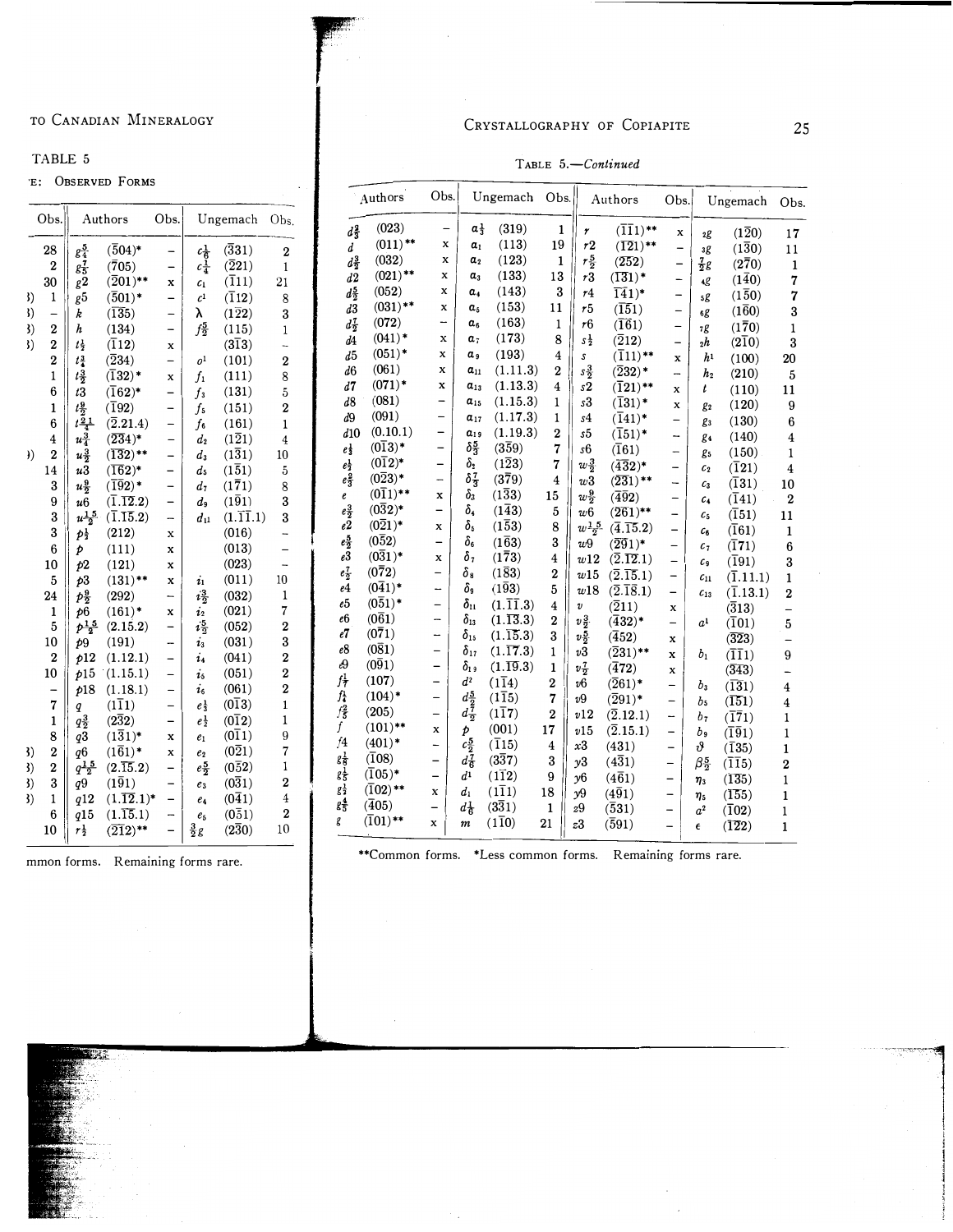TABLE 5

…E: OBSERVED FORMS

| | Obs. | Authors | | Obs. | Ungemach | | Obs. |
|---|---|---|---|---|---|---|---|
| | 28 | $g\frac{5}{4}$ | $(\bar{5}04)$* | – | $c\frac{1}{6}$ | $(\bar{3}31)$ | 2 |
| | 2 | $g\frac{7}{5}$ | $(705)$ | – | $c\frac{1}{4}$ | $(\bar{2}21)$ | 1 |
| | 30 | $g2$ | $(\bar{2}01)$** | x | $c_1$ | $(\bar{1}11)$ | 21 |
| 3) | 1 | $g5$ | $(\bar{5}01)$* | – | $c^1$ | $(\bar{1}12)$ | 8 |
| 3) | – | $k$ | $(\bar{1}35)$ | – | $\lambda$ | $(\bar{1}22)$ | 3 |
| 3) | 2 | $h$ | $(134)$ | – | $f\frac{5}{2}$ | $(115)$ | 1 |
| 3) | 2 | $t\frac{1}{2}$ | $(\bar{1}12)$ | x | | $(3\bar{1}3)$ | – |
| | 2 | $t\frac{3}{4}$ | $(\bar{2}34)$ | – | $o^1$ | $(101)$ | 2 |
| | 1 | $t\frac{3}{2}$ | $(\bar{1}32)$* | x | $f_1$ | $(111)$ | 8 |
| | 6 | $t3$ | $(\bar{1}62)$* | – | $f_3$ | $(131)$ | 5 |
| | 1 | $t\frac{9}{2}$ | $(\bar{1}92)$ | – | $f_5$ | $(151)$ | 2 |
| | 6 | $t\frac{21}{2}$ | $(\bar{2}.21.4)$ | – | $f_6$ | $(161)$ | 1 |
| | 4 | $u\frac{3}{4}$ | $(\bar{2}34)$* | – | $d_2$ | $(1\bar{2}1)$ | 4 |
| )) | 2 | $u\frac{3}{2}$ | $(\bar{1}32)$** | – | $d_3$ | $(1\bar{3}1)$ | 10 |
| | 14 | $u3$ | $(\bar{1}62)$* | – | $d_5$ | $(1\bar{5}1)$ | 5 |
| | 3 | $u\frac{9}{2}$ | $(\bar{1}92)$* | – | $d_7$ | $(1\bar{7}1)$ | 8 |
| | 9 | $u6$ | $(\bar{1}.12.2)$ | – | $d_9$ | $(1\bar{9}1)$ | 3 |
| | 3 | $u\frac{15}{2}$ | $(\bar{1}.\bar{15}.2)$ | – | $d_{11}$ | $(1.\bar{11}.1)$ | 3 |
| | 3 | $p\frac{1}{2}$ | $(212)$ | x | | $(016)$ | – |
| | 6 | $p$ | $(111)$ | x | | $(013)$ | – |
| | 10 | $p2$ | $(121)$ | x | | $(023)$ | – |
| | 5 | $p3$ | $(131)$** | x | $i_1$ | $(011)$ | 10 |
| | 24 | $p\frac{9}{2}$ | $(292)$ | – | $i\frac{3}{2}$ | $(032)$ | 1 |
| | 1 | $p6$ | $(161)$* | x | $i_2$ | $(021)$ | 7 |
| | 5 | $p\frac{15}{2}$ | $(2.15.2)$ | – | $i\frac{5}{2}$ | $(052)$ | 2 |
| | 10 | $p9$ | $(191)$ | – | $i_3$ | $(031)$ | 3 |
| | 2 | $p12$ | $(1.12.1)$ | – | $i_4$ | $(041)$ | 2 |
| | 10 | $p15$ | $(1.15.1)$ | – | $i_5$ | $(051)$ | 2 |
| | – | $p18$ | $(1.18.1)$ | – | $i_6$ | $(061)$ | 2 |
| | 7 | $q$ | $(1\bar{1}1)$ | – | $e\frac{1}{3}$ | $(0\bar{1}3)$ | 1 |
| | 1 | $q\frac{3}{2}$ | $(2\bar{3}2)$ | – | $e\frac{1}{2}$ | $(0\bar{1}2)$ | 1 |
| | 8 | $q3$ | $(1\bar{3}1)$* | x | $e_1$ | $(0\bar{1}1)$ | 9 |
| 3) | 2 | $q6$ | $(1\bar{6}1)$* | x | $e_2$ | $(0\bar{2}1)$ | 7 |
| 3) | 2 | $q\frac{15}{2}$ | $(2.\bar{15}.2)$ | – | $e\frac{5}{2}$ | $(0\bar{5}2)$ | 1 |
| 3) | 3 | $q9$ | $(1\bar{9}1)$ | – | $e_3$ | $(0\bar{3}1)$ | 2 |
| 3) | 1 | $q12$ | $(1.\bar{12}.1)$* | – | $e_4$ | $(0\bar{4}1)$ | 4 |
| | 6 | $q15$ | $(1.\bar{15}.1)$ | – | $e_6$ | $(0\bar{5}1)$ | 2 |
| | 10 | $r\frac{1}{2}$ | $(\bar{2}12)$** | – | $\frac{3}{2}g$ | $(\bar{2}30)$ | 10 |

…mmon forms. Remaining forms rare.

TABLE 5.—*Continued*

| Authors | | Obs. | Ungemach | | Obs. | Authors | | Obs. | Ungemach | | Obs. |
|---|---|---|---|---|---|---|---|---|---|---|---|
| $d\frac{2}{3}$ | $(023)$ | – | $a\frac{1}{3}$ | $(319)$ | 1 | $r$ | $(\bar{1}\bar{1}1)$** | x | $_2g$ | $(1\bar{2}0)$ | 17 |
| $d$ | $(011)$** | x | $a_1$ | $(113)$ | 19 | $r2$ | $(\bar{1}\bar{2}1)$** | – | $_3g$ | $(1\bar{3}0)$ | 11 |
| $d\frac{3}{2}$ | $(032)$ | x | $a_2$ | $(123)$ | 1 | $r\frac{5}{2}$ | $(\bar{2}\bar{5}2)$ | – | $\frac{7}{2}g$ | $(2\bar{7}0)$ | 1 |
| $d2$ | $(021)$** | x | $a_3$ | $(133)$ | 13 | $r3$ | $(\bar{1}\bar{3}1)$* | – | $_4g$ | $(1\bar{4}0)$ | 7 |
| $d\frac{5}{2}$ | $(052)$ | x | $a_4$ | $(143)$ | 3 | $r4$ | $(\bar{1}\bar{4}1)$* | – | $_5g$ | $(1\bar{5}0)$ | 7 |
| $d3$ | $(031)$** | x | $a_5$ | $(153)$ | 11 | $r5$ | $(\bar{1}\bar{5}1)$ | – | $_6g$ | $(1\bar{6}0)$ | 3 |
| $d\frac{7}{2}$ | $(072)$ | – | $a_6$ | $(163)$ | 1 | $r6$ | $(\bar{1}\bar{6}1)$ | – | $_7g$ | $(1\bar{7}0)$ | 1 |
| $d4$ | $(041)$* | x | $a_7$ | $(173)$ | 8 | $s\frac{1}{2}$ | $(\bar{2}12)$ | – | $_2h$ | $(2\bar{1}0)$ | 3 |
| $d5$ | $(051)$* | x | $a_9$ | $(193)$ | 4 | $s$ | $(\bar{1}11)$** | x | $h^1$ | $(100)$ | 20 |
| $d6$ | $(061)$ | x | $a_{11}$ | $(1.11.3)$ | 2 | $s\frac{3}{2}$ | $(\bar{2}32)$* | – | $h_2$ | $(210)$ | 5 |
| $d7$ | $(071)$* | x | $a_{13}$ | $(1.13.3)$ | 4 | $s2$ | $(\bar{1}21)$** | x | $t$ | $(110)$ | 11 |
| $d8$ | $(081)$ | – | $a_{15}$ | $(1.15.3)$ | 1 | $s3$ | $(\bar{1}31)$* | x | $g_2$ | $(120)$ | 9 |
| $d9$ | $(091)$ | – | $a_{17}$ | $(1.17.3)$ | 1 | $s4$ | $(\bar{1}41)$* | – | $g_3$ | $(130)$ | 6 |
| $d10$ | $(0.10.1)$ | – | $a_{19}$ | $(1.19.3)$ | 2 | $s5$ | $(\bar{1}51)$* | – | $g_4$ | $(140)$ | 4 |
| $e\frac{1}{3}$ | $(0\bar{1}3)$* | – | $\delta\frac{5}{3}$ | $(3\bar{5}9)$ | 7 | $s6$ | $(\bar{1}61)$ | – | $g_5$ | $(150)$ | 1 |
| $e\frac{1}{2}$ | $(0\bar{1}2)$* | – | $\delta_2$ | $(1\bar{2}3)$ | 7 | $w\frac{3}{2}$ | $(\bar{4}32)$* | – | $c_2$ | $(\bar{1}21)$ | 4 |
| $e\frac{2}{3}$ | $(0\bar{2}3)$* | – | $\delta\frac{7}{3}$ | $(3\bar{7}9)$ | 4 | $w3$ | $(\bar{2}31)$** | – | $c_3$ | $(\bar{1}31)$ | 10 |
| $e$ | $(0\bar{1}1)$** | x | $\delta_3$ | $(1\bar{3}3)$ | 15 | $w\frac{9}{2}$ | $(\bar{4}92)$ | – | $c_4$ | $(\bar{1}41)$ | 2 |
| $e\frac{3}{2}$ | $(0\bar{3}2)$* | – | $\delta_4$ | $(1\bar{4}3)$ | 5 | $w6$ | $(\bar{2}61)$** | – | $c_5$ | $(\bar{1}51)$ | 11 |
| $e2$ | $(0\bar{2}1)$* | x | $\delta_5$ | $(1\bar{5}3)$ | 8 | $w\frac{15}{2}$ | $(\bar{4}.\bar{15}.2)$ | – | $c_6$ | $(\bar{1}61)$ | 1 |
| $e\frac{5}{2}$ | $(0\bar{5}2)$ | – | $\delta_6$ | $(1\bar{6}3)$ | 3 | $w9$ | $(\bar{2}\bar{9}1)$* | – | $c_7$ | $(\bar{1}71)$ | 6 |
| $e3$ | $(0\bar{3}1)$* | x | $\delta_7$ | $(1\bar{7}3)$ | 4 | $w12$ | $(\bar{2}.\bar{12}.1)$ | – | $c_9$ | $(\bar{1}91)$ | 3 |
| $e\frac{7}{2}$ | $(0\bar{7}2)$ | – | $\delta_8$ | $(1\bar{8}3)$ | 2 | $w15$ | $(\bar{2}.\bar{15}.1)$ | – | $c_{11}$ | $(\bar{1}.11.1)$ | 1 |
| $e4$ | $(0\bar{4}1)$* | – | $\delta_9$ | $(1\bar{9}3)$ | 5 | $w18$ | $(\bar{2}.\bar{18}.1)$ | – | $c_{13}$ | $(\bar{1}.13.1)$ | 2 |
| $e5$ | $(0\bar{5}1)$* | – | $\delta_{11}$ | $(1.\bar{11}.3)$ | 4 | $v$ | $(\bar{2}11)$ | x | | $(\bar{3}13)$ | – |
| $e6$ | $(0\bar{6}1)$ | – | $\delta_{13}$ | $(1.\bar{13}.3)$ | 2 | $v\frac{3}{2}$ | $(\bar{4}32)$* | – | $a^1$ | $(\bar{1}01)$ | 5 |
| $e7$ | $(0\bar{7}1)$ | – | $\delta_{15}$ | $(1.\bar{15}.3)$ | 3 | $v\frac{5}{2}$ | $(\bar{4}52)$ | x | | $(\bar{3}23)$ | – |
| $e8$ | $(0\bar{8}1)$ | – | $\delta_{17}$ | $(1.\bar{17}.3)$ | 1 | $v3$ | $(\bar{2}31)$** | x | $b_1$ | $(\bar{1}\bar{1}1)$ | 9 |
| $e9$ | $(0\bar{9}1)$ | – | $\delta_{19}$ | $(1.\bar{19}.3)$ | 1 | $v\frac{7}{2}$ | $(\bar{4}72)$ | x | | $(\bar{3}\bar{4}3)$ | – |
| $f\frac{1}{7}$ | $(107)$ | – | $d^2$ | $(1\bar{1}4)$ | 2 | $v6$ | $(\bar{2}61)$* | – | $b_3$ | $(\bar{1}\bar{3}1)$ | 4 |
| $f\frac{1}{4}$ | $(104)$* | – | $d\frac{5}{2}$ | $(1\bar{1}5)$ | 7 | $v9$ | $(\bar{2}91)$* | – | $b_5$ | $(\bar{1}\bar{5}1)$ | 4 |
| $f\frac{2}{5}$ | $(205)$ | – | $d\frac{7}{2}$ | $(1\bar{1}7)$ | 2 | $v12$ | $(\bar{2}.12.1)$ | – | $b_7$ | $(\bar{1}\bar{7}1)$ | 1 |
| $f$ | $(101)$** | x | $p$ | $(001)$ | 17 | $v15$ | $(\bar{2}.15.1)$ | – | $b_9$ | $(\bar{1}\bar{9}1)$ | 1 |
| $f4$ | $(401)$* | – | $c\frac{5}{2}$ | $(\bar{1}15)$ | 4 | $x3$ | $(431)$ | – | $\vartheta$ | $(\bar{1}35)$ | 1 |
| $g\frac{1}{8}$ | $(\bar{1}08)$ | – | $d\frac{7}{6}$ | $(3\bar{3}7)$ | 3 | $y3$ | $(4\bar{3}1)$ | – | $\beta\frac{5}{2}$ | $(\bar{1}\bar{1}5)$ | 2 |
| $g\frac{1}{5}$ | $(\bar{1}05)$* | – | $d^1$ | $(1\bar{1}2)$ | 9 | $y6$ | $(4\bar{6}1)$ | – | $\eta_3$ | $(\bar{1}\bar{3}5)$ | 1 |
| $g\frac{1}{2}$ | $(\bar{1}02)$** | x | $d_1$ | $(1\bar{1}1)$ | 18 | $y9$ | $(4\bar{9}1)$ | – | $\eta_5$ | $(\bar{1}\bar{5}5)$ | 1 |
| $g\frac{4}{5}$ | $(\bar{4}05)$ | – | $d\frac{1}{3}$ | $(3\bar{3}1)$ | 1 | $z9$ | $(5\bar{3}1)$ | – | $a^2$ | $(\bar{1}02)$ | 1 |
| $g$ | $(\bar{1}01)$** | x | $m$ | $(1\bar{1}0)$ | 21 | $z3$ | $(\bar{5}91)$ | – | $\epsilon$ | $(\bar{1}\bar{2}2)$ | 1 |

**Common forms. *Less common forms. Remaining forms rare.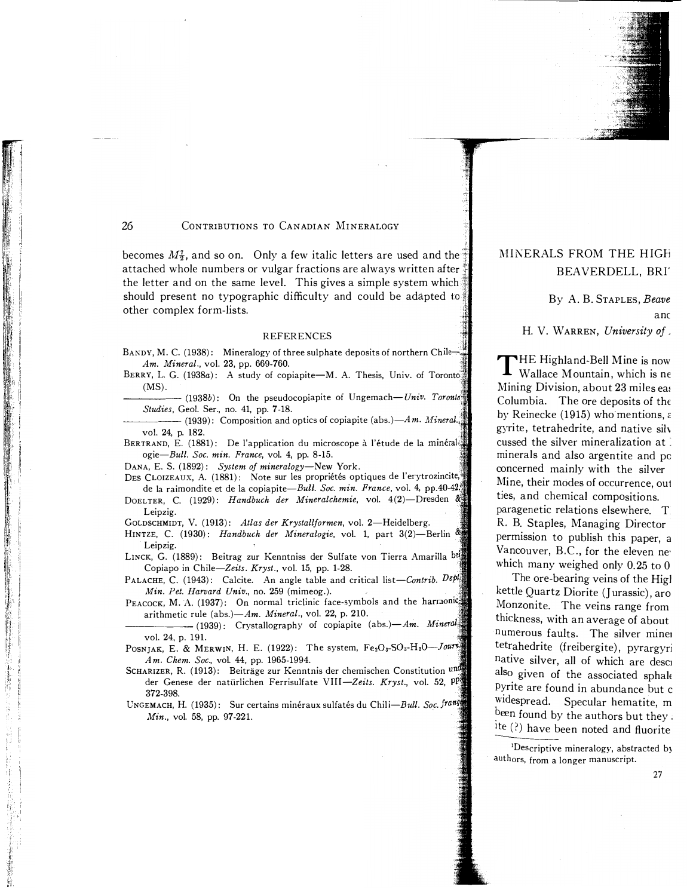becomes $M\frac{7}{2}$, and so on. Only a few italic letters are used and the attached whole numbers or vulgar fractions are always written after the letter and on the same level. This gives a simple system which should present no typographic difficulty and could be adapted to other complex form-lists.

## REFERENCES

BANDY, M. C. (1938): Mineralogy of three sulphate deposits of northern Chile—*Am. Mineral.*, vol. 23, pp. 669-760.

BERRY, L. G. (1938*a*): A study of copiapite—M. A. Thesis, Univ. of Toronto (MS).

———— (1938*b*): On the pseudocopiapite of Ungemach—*Univ. Toronto Studies*, Geol. Ser., no. 41, pp. 7-18.

———— (1939): Composition and optics of copiapite (abs.)—*Am. Mineral.*, vol. 24, p. 182.

BERTRAND, E. (1881): De l'application du microscope à l'étude de la minéralogie—*Bull. Soc. min. France*, vol. 4, pp. 8-15.

DANA, E. S. (1892): *System of mineralogy*—New York.

DES CLOIZEAUX, A. (1881): Note sur les propriétés optiques de l'erytrozincite, de la raimondite et de la copiapite—*Bull. Soc. min. France*, vol. 4, pp.40-42.

DOELTER, C. (1929): *Handbuch der Mineralchemie*, vol. 4(2)—Dresden & Leipzig.

GOLDSCHMIDT, V. (1913): *Atlas der Krystallformen*, vol. 2—Heidelberg.

HINTZE, C. (1930): *Handbuch der Mineralogie*, vol. 1, part 3(2)—Berlin & Leipzig.

LINCK, G. (1889): Beitrag zur Kenntniss der Sulfate von Tierra Amarilla bei Copiapo in Chile—*Zeits. Kryst.*, vol. 15, pp. 1-28.

PALACHE, C. (1943): Calcite. An angle table and critical list—*Contrib. Dept. Min. Pet. Harvard Univ.*, no. 259 (mimeog.).

PEACOCK, M. A. (1937): On normal triclinic face-symbols and the harmonic-arithmetic rule (abs.)—*Am. Mineral.*, vol. 22, p. 210.

———— (1939): Crystallography of copiapite (abs.)—*Am. Mineral.*, vol. 24, p. 191.

POSNJAK, E. & MERWIN, H. E. (1922): The system, $Fe_2O_3$-$SO_3$-$H_2O$—*Journ. Am. Chem. Soc.*, vol. 44, pp. 1965-1994.

SCHARIZER, R. (1913): Beiträge zur Kenntnis der chemischen Constitution und der Genese der natürlichen Ferrisulfate VIII—*Zeits. Kryst.*, vol. 52, pp. 372-398.

UNGEMACH, H. (1935): Sur certains minéraux sulfatés du Chili—*Bull. Soc. franç. Min.*, vol. 58, pp. 97-221.

# MINERALS FROM THE HIGH... BEAVERDELL, BRI...

By A. B. STAPLES, *Beave...* and H. V. WARREN, *University of...*

THE Highland-Bell Mine is now ... Wallace Mountain, which is ne... Mining Division, about 23 miles ea... Columbia. The ore deposits of the... by Reinecke (1915) who mentions, a... gyrite, tetrahedrite, and native silv... cussed the silver mineralization at ... minerals and also argentite and po... concerned mainly with the silver ... Mine, their modes of occurrence, out... ties, and chemical compositions. ... paragenetic relations elsewhere. T... R. B. Staples, Managing Director ... permission to publish this paper, a... Vancouver, B.C., for the eleven ne... which many weighed only 0.25 to 0...

The ore-bearing veins of the High... kettle Quartz Diorite (Jurassic), aro... Monzonite. The veins range from ... thickness, with an average of about ... numerous faults. The silver mine... tetrahedrite (freibergite), pyrargyri... native silver, all of which are desc... also given of the associated sphale... pyrite are found in abundance but c... widespread. Specular hematite, m... been found by the authors but they ... ite (?) have been noted and fluorite...

[1]Descriptive mineralogy, abstracted by ... authors, from a longer manuscript.